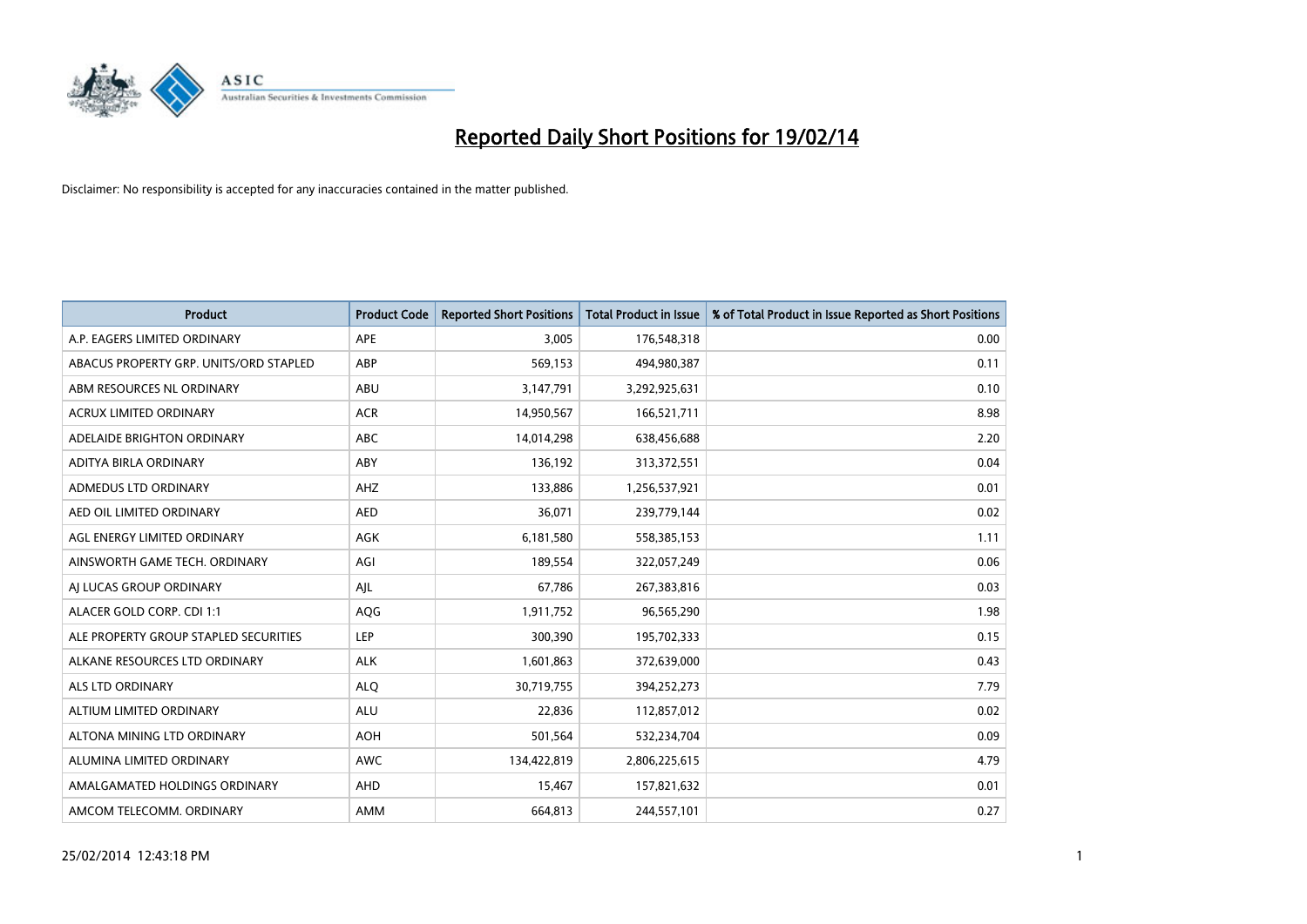# Reported Daily Short Positions for 19/02/14

Disclaimer: No responsibility is accepted for any inaccuracies contained in the matter published.

| Product | Product Code | Reported Short Positions | Total Product in Issue | % of Total Product in Issue Reported as Short Positions |
|---|---|---|---|---|
| A.P. EAGERS LIMITED ORDINARY | APE | 3,005 | 176,548,318 | 0.00 |
| ABACUS PROPERTY GRP. UNITS/ORD STAPLED | ABP | 569,153 | 494,980,387 | 0.11 |
| ABM RESOURCES NL ORDINARY | ABU | 3,147,791 | 3,292,925,631 | 0.10 |
| ACRUX LIMITED ORDINARY | ACR | 14,950,567 | 166,521,711 | 8.98 |
| ADELAIDE BRIGHTON ORDINARY | ABC | 14,014,298 | 638,456,688 | 2.20 |
| ADITYA BIRLA ORDINARY | ABY | 136,192 | 313,372,551 | 0.04 |
| ADMEDUS LTD ORDINARY | AHZ | 133,886 | 1,256,537,921 | 0.01 |
| AED OIL LIMITED ORDINARY | AED | 36,071 | 239,779,144 | 0.02 |
| AGL ENERGY LIMITED ORDINARY | AGK | 6,181,580 | 558,385,153 | 1.11 |
| AINSWORTH GAME TECH. ORDINARY | AGI | 189,554 | 322,057,249 | 0.06 |
| AJ LUCAS GROUP ORDINARY | AJL | 67,786 | 267,383,816 | 0.03 |
| ALACER GOLD CORP. CDI 1:1 | AQG | 1,911,752 | 96,565,290 | 1.98 |
| ALE PROPERTY GROUP STAPLED SECURITIES | LEP | 300,390 | 195,702,333 | 0.15 |
| ALKANE RESOURCES LTD ORDINARY | ALK | 1,601,863 | 372,639,000 | 0.43 |
| ALS LTD ORDINARY | ALQ | 30,719,755 | 394,252,273 | 7.79 |
| ALTIUM LIMITED ORDINARY | ALU | 22,836 | 112,857,012 | 0.02 |
| ALTONA MINING LTD ORDINARY | AOH | 501,564 | 532,234,704 | 0.09 |
| ALUMINA LIMITED ORDINARY | AWC | 134,422,819 | 2,806,225,615 | 4.79 |
| AMALGAMATED HOLDINGS ORDINARY | AHD | 15,467 | 157,821,632 | 0.01 |
| AMCOM TELECOMM. ORDINARY | AMM | 664,813 | 244,557,101 | 0.27 |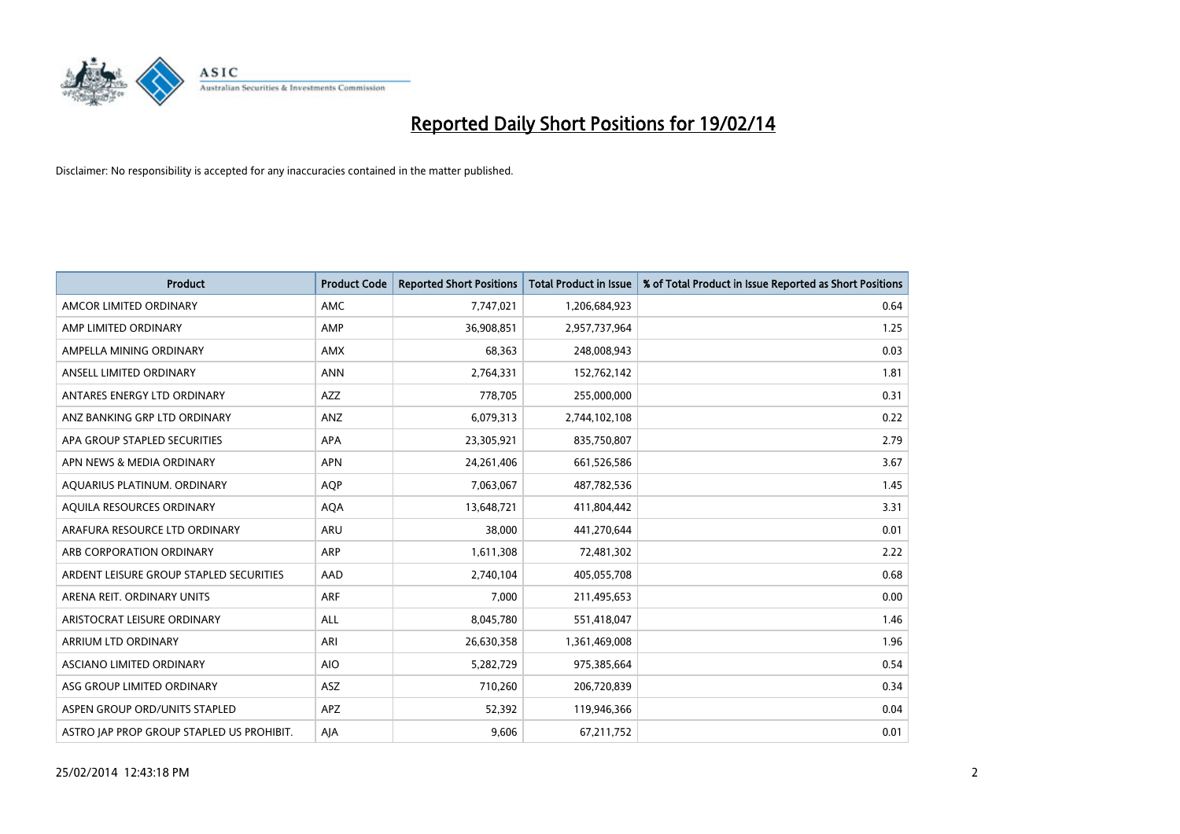# Reported Daily Short Positions for 19/02/14

Disclaimer: No responsibility is accepted for any inaccuracies contained in the matter published.

| Product | Product Code | Reported Short Positions | Total Product in Issue | % of Total Product in Issue Reported as Short Positions |
|---|---|---|---|---|
| AMCOR LIMITED ORDINARY | AMC | 7,747,021 | 1,206,684,923 | 0.64 |
| AMP LIMITED ORDINARY | AMP | 36,908,851 | 2,957,737,964 | 1.25 |
| AMPELLA MINING ORDINARY | AMX | 68,363 | 248,008,943 | 0.03 |
| ANSELL LIMITED ORDINARY | ANN | 2,764,331 | 152,762,142 | 1.81 |
| ANTARES ENERGY LTD ORDINARY | AZZ | 778,705 | 255,000,000 | 0.31 |
| ANZ BANKING GRP LTD ORDINARY | ANZ | 6,079,313 | 2,744,102,108 | 0.22 |
| APA GROUP STAPLED SECURITIES | APA | 23,305,921 | 835,750,807 | 2.79 |
| APN NEWS & MEDIA ORDINARY | APN | 24,261,406 | 661,526,586 | 3.67 |
| AQUARIUS PLATINUM. ORDINARY | AQP | 7,063,067 | 487,782,536 | 1.45 |
| AQUILA RESOURCES ORDINARY | AQA | 13,648,721 | 411,804,442 | 3.31 |
| ARAFURA RESOURCE LTD ORDINARY | ARU | 38,000 | 441,270,644 | 0.01 |
| ARB CORPORATION ORDINARY | ARP | 1,611,308 | 72,481,302 | 2.22 |
| ARDENT LEISURE GROUP STAPLED SECURITIES | AAD | 2,740,104 | 405,055,708 | 0.68 |
| ARENA REIT. ORDINARY UNITS | ARF | 7,000 | 211,495,653 | 0.00 |
| ARISTOCRAT LEISURE ORDINARY | ALL | 8,045,780 | 551,418,047 | 1.46 |
| ARRIUM LTD ORDINARY | ARI | 26,630,358 | 1,361,469,008 | 1.96 |
| ASCIANO LIMITED ORDINARY | AIO | 5,282,729 | 975,385,664 | 0.54 |
| ASG GROUP LIMITED ORDINARY | ASZ | 710,260 | 206,720,839 | 0.34 |
| ASPEN GROUP ORD/UNITS STAPLED | APZ | 52,392 | 119,946,366 | 0.04 |
| ASTRO JAP PROP GROUP STAPLED US PROHIBIT. | AJA | 9,606 | 67,211,752 | 0.01 |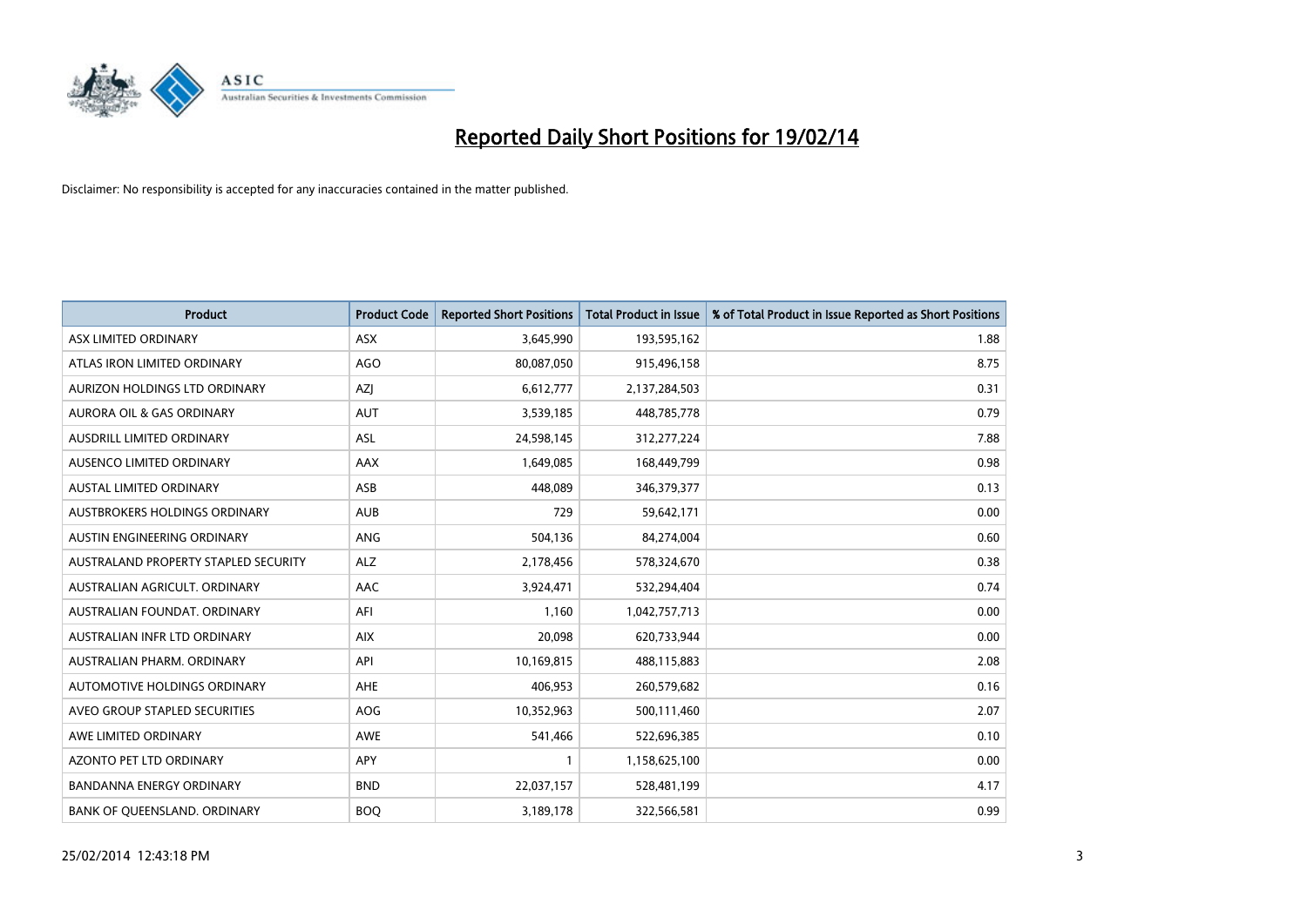# Reported Daily Short Positions for 19/02/14

Disclaimer: No responsibility is accepted for any inaccuracies contained in the matter published.

| Product | Product Code | Reported Short Positions | Total Product in Issue | % of Total Product in Issue Reported as Short Positions |
| --- | --- | --- | --- | --- |
| ASX LIMITED ORDINARY | ASX | 3,645,990 | 193,595,162 | 1.88 |
| ATLAS IRON LIMITED ORDINARY | AGO | 80,087,050 | 915,496,158 | 8.75 |
| AURIZON HOLDINGS LTD ORDINARY | AZJ | 6,612,777 | 2,137,284,503 | 0.31 |
| AURORA OIL & GAS ORDINARY | AUT | 3,539,185 | 448,785,778 | 0.79 |
| AUSDRILL LIMITED ORDINARY | ASL | 24,598,145 | 312,277,224 | 7.88 |
| AUSENCO LIMITED ORDINARY | AAX | 1,649,085 | 168,449,799 | 0.98 |
| AUSTAL LIMITED ORDINARY | ASB | 448,089 | 346,379,377 | 0.13 |
| AUSTBROKERS HOLDINGS ORDINARY | AUB | 729 | 59,642,171 | 0.00 |
| AUSTIN ENGINEERING ORDINARY | ANG | 504,136 | 84,274,004 | 0.60 |
| AUSTRALAND PROPERTY STAPLED SECURITY | ALZ | 2,178,456 | 578,324,670 | 0.38 |
| AUSTRALIAN AGRICULT. ORDINARY | AAC | 3,924,471 | 532,294,404 | 0.74 |
| AUSTRALIAN FOUNDAT. ORDINARY | AFI | 1,160 | 1,042,757,713 | 0.00 |
| AUSTRALIAN INFR LTD ORDINARY | AIX | 20,098 | 620,733,944 | 0.00 |
| AUSTRALIAN PHARM. ORDINARY | API | 10,169,815 | 488,115,883 | 2.08 |
| AUTOMOTIVE HOLDINGS ORDINARY | AHE | 406,953 | 260,579,682 | 0.16 |
| AVEO GROUP STAPLED SECURITIES | AOG | 10,352,963 | 500,111,460 | 2.07 |
| AWE LIMITED ORDINARY | AWE | 541,466 | 522,696,385 | 0.10 |
| AZONTO PET LTD ORDINARY | APY | 1 | 1,158,625,100 | 0.00 |
| BANDANNA ENERGY ORDINARY | BND | 22,037,157 | 528,481,199 | 4.17 |
| BANK OF QUEENSLAND. ORDINARY | BOQ | 3,189,178 | 322,566,581 | 0.99 |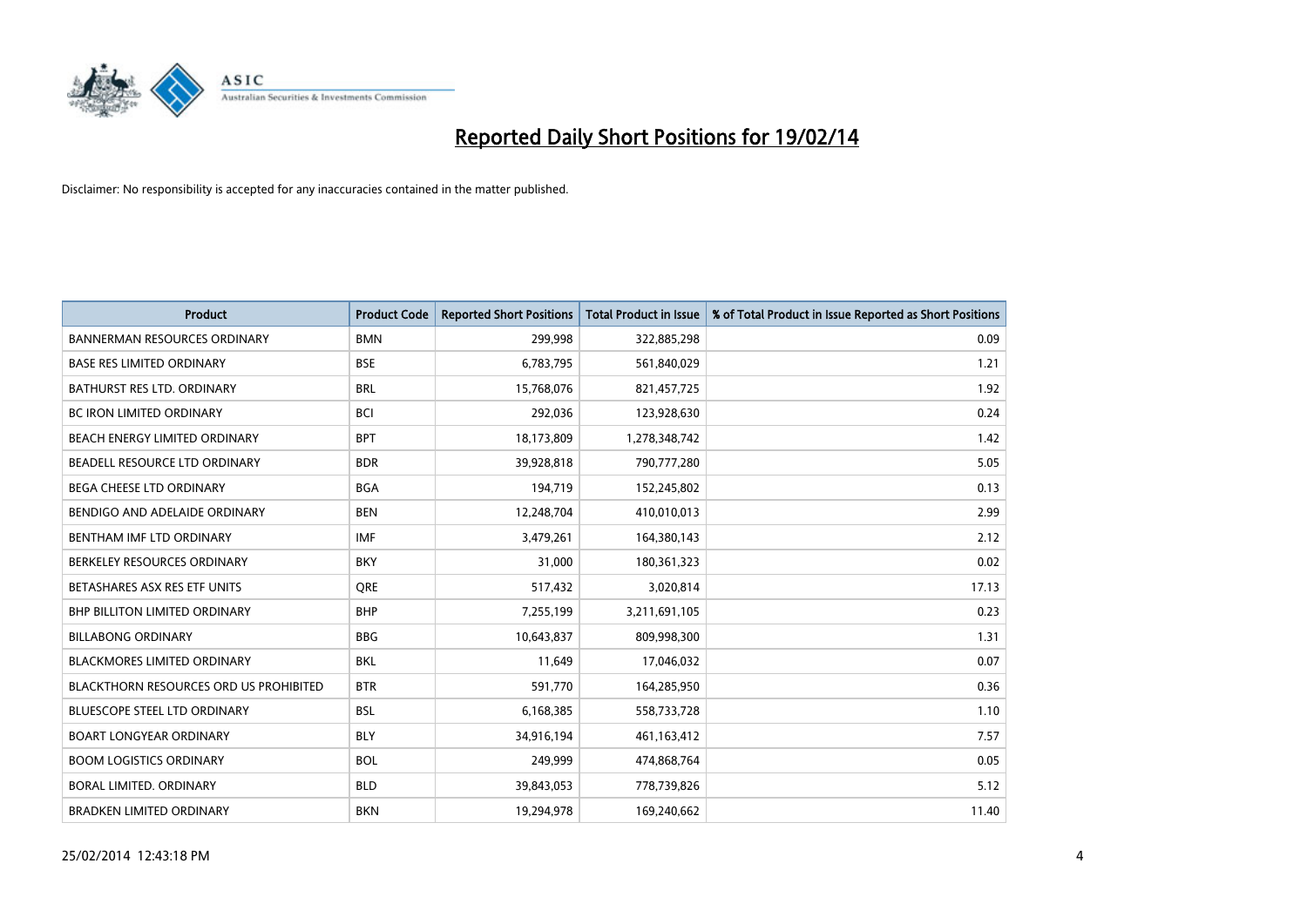# Reported Daily Short Positions for 19/02/14

Disclaimer: No responsibility is accepted for any inaccuracies contained in the matter published.

| Product | Product Code | Reported Short Positions | Total Product in Issue | % of Total Product in Issue Reported as Short Positions |
|---|---|---|---|---|
| BANNERMAN RESOURCES ORDINARY | BMN | 299,998 | 322,885,298 | 0.09 |
| BASE RES LIMITED ORDINARY | BSE | 6,783,795 | 561,840,029 | 1.21 |
| BATHURST RES LTD. ORDINARY | BRL | 15,768,076 | 821,457,725 | 1.92 |
| BC IRON LIMITED ORDINARY | BCI | 292,036 | 123,928,630 | 0.24 |
| BEACH ENERGY LIMITED ORDINARY | BPT | 18,173,809 | 1,278,348,742 | 1.42 |
| BEADELL RESOURCE LTD ORDINARY | BDR | 39,928,818 | 790,777,280 | 5.05 |
| BEGA CHEESE LTD ORDINARY | BGA | 194,719 | 152,245,802 | 0.13 |
| BENDIGO AND ADELAIDE ORDINARY | BEN | 12,248,704 | 410,010,013 | 2.99 |
| BENTHAM IMF LTD ORDINARY | IMF | 3,479,261 | 164,380,143 | 2.12 |
| BERKELEY RESOURCES ORDINARY | BKY | 31,000 | 180,361,323 | 0.02 |
| BETASHARES ASX RES ETF UNITS | QRE | 517,432 | 3,020,814 | 17.13 |
| BHP BILLITON LIMITED ORDINARY | BHP | 7,255,199 | 3,211,691,105 | 0.23 |
| BILLABONG ORDINARY | BBG | 10,643,837 | 809,998,300 | 1.31 |
| BLACKMORES LIMITED ORDINARY | BKL | 11,649 | 17,046,032 | 0.07 |
| BLACKTHORN RESOURCES ORD US PROHIBITED | BTR | 591,770 | 164,285,950 | 0.36 |
| BLUESCOPE STEEL LTD ORDINARY | BSL | 6,168,385 | 558,733,728 | 1.10 |
| BOART LONGYEAR ORDINARY | BLY | 34,916,194 | 461,163,412 | 7.57 |
| BOOM LOGISTICS ORDINARY | BOL | 249,999 | 474,868,764 | 0.05 |
| BORAL LIMITED. ORDINARY | BLD | 39,843,053 | 778,739,826 | 5.12 |
| BRADKEN LIMITED ORDINARY | BKN | 19,294,978 | 169,240,662 | 11.40 |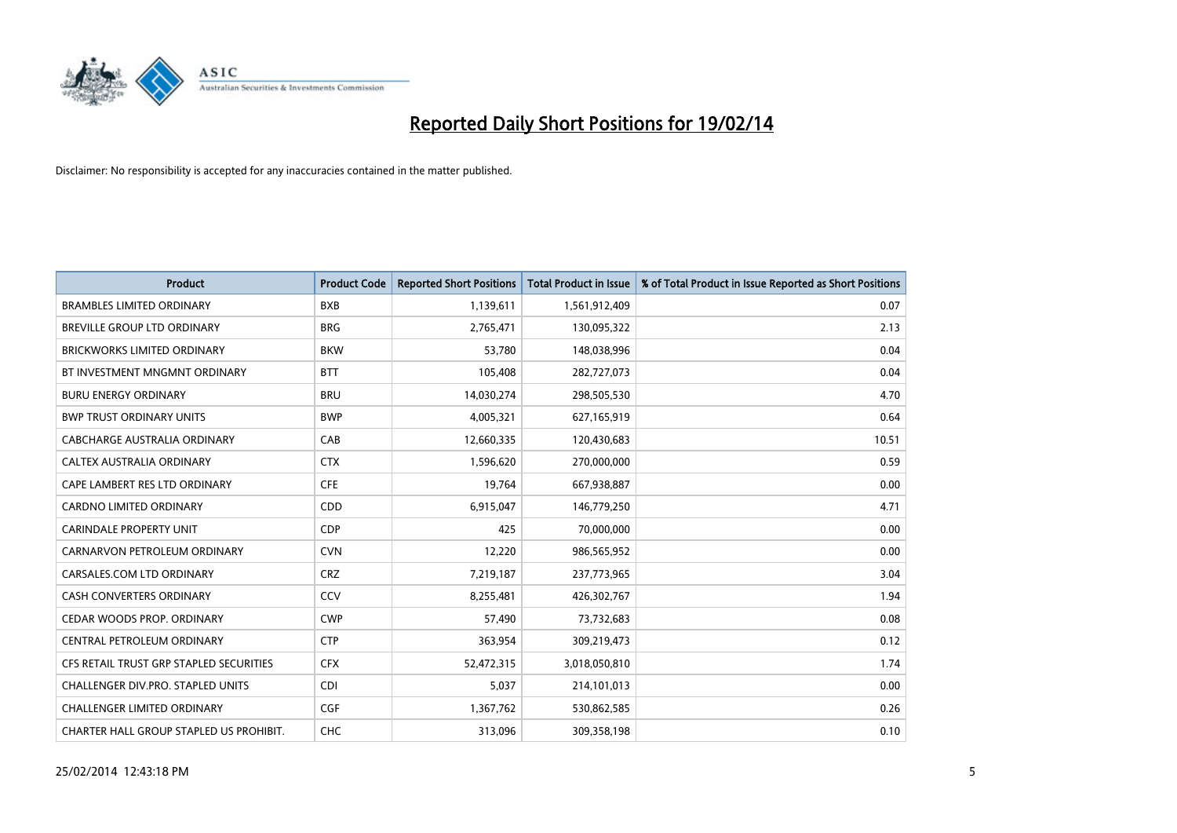# Reported Daily Short Positions for 19/02/14

Disclaimer: No responsibility is accepted for any inaccuracies contained in the matter published.

| Product | Product Code | Reported Short Positions | Total Product in Issue | % of Total Product in Issue Reported as Short Positions |
| --- | --- | --- | --- | --- |
| BRAMBLES LIMITED ORDINARY | BXB | 1,139,611 | 1,561,912,409 | 0.07 |
| BREVILLE GROUP LTD ORDINARY | BRG | 2,765,471 | 130,095,322 | 2.13 |
| BRICKWORKS LIMITED ORDINARY | BKW | 53,780 | 148,038,996 | 0.04 |
| BT INVESTMENT MNGMNT ORDINARY | BTT | 105,408 | 282,727,073 | 0.04 |
| BURU ENERGY ORDINARY | BRU | 14,030,274 | 298,505,530 | 4.70 |
| BWP TRUST ORDINARY UNITS | BWP | 4,005,321 | 627,165,919 | 0.64 |
| CABCHARGE AUSTRALIA ORDINARY | CAB | 12,660,335 | 120,430,683 | 10.51 |
| CALTEX AUSTRALIA ORDINARY | CTX | 1,596,620 | 270,000,000 | 0.59 |
| CAPE LAMBERT RES LTD ORDINARY | CFE | 19,764 | 667,938,887 | 0.00 |
| CARDNO LIMITED ORDINARY | CDD | 6,915,047 | 146,779,250 | 4.71 |
| CARINDALE PROPERTY UNIT | CDP | 425 | 70,000,000 | 0.00 |
| CARNARVON PETROLEUM ORDINARY | CVN | 12,220 | 986,565,952 | 0.00 |
| CARSALES.COM LTD ORDINARY | CRZ | 7,219,187 | 237,773,965 | 3.04 |
| CASH CONVERTERS ORDINARY | CCV | 8,255,481 | 426,302,767 | 1.94 |
| CEDAR WOODS PROP. ORDINARY | CWP | 57,490 | 73,732,683 | 0.08 |
| CENTRAL PETROLEUM ORDINARY | CTP | 363,954 | 309,219,473 | 0.12 |
| CFS RETAIL TRUST GRP STAPLED SECURITIES | CFX | 52,472,315 | 3,018,050,810 | 1.74 |
| CHALLENGER DIV.PRO. STAPLED UNITS | CDI | 5,037 | 214,101,013 | 0.00 |
| CHALLENGER LIMITED ORDINARY | CGF | 1,367,762 | 530,862,585 | 0.26 |
| CHARTER HALL GROUP STAPLED US PROHIBIT. | CHC | 313,096 | 309,358,198 | 0.10 |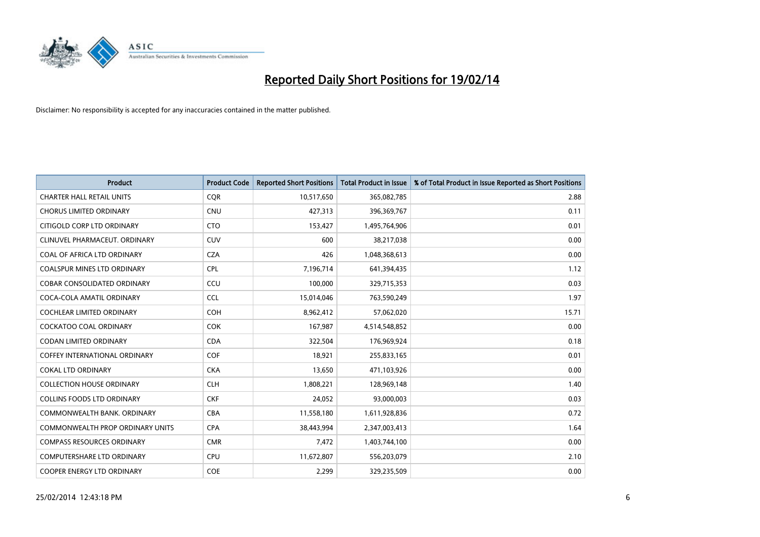# Reported Daily Short Positions for 19/02/14

Disclaimer: No responsibility is accepted for any inaccuracies contained in the matter published.

| Product | Product Code | Reported Short Positions | Total Product in Issue | % of Total Product in Issue Reported as Short Positions |
|---|---|---|---|---|
| CHARTER HALL RETAIL UNITS | CQR | 10,517,650 | 365,082,785 | 2.88 |
| CHORUS LIMITED ORDINARY | CNU | 427,313 | 396,369,767 | 0.11 |
| CITIGOLD CORP LTD ORDINARY | CTO | 153,427 | 1,495,764,906 | 0.01 |
| CLINUVEL PHARMACEUT. ORDINARY | CUV | 600 | 38,217,038 | 0.00 |
| COAL OF AFRICA LTD ORDINARY | CZA | 426 | 1,048,368,613 | 0.00 |
| COALSPUR MINES LTD ORDINARY | CPL | 7,196,714 | 641,394,435 | 1.12 |
| COBAR CONSOLIDATED ORDINARY | CCU | 100,000 | 329,715,353 | 0.03 |
| COCA-COLA AMATIL ORDINARY | CCL | 15,014,046 | 763,590,249 | 1.97 |
| COCHLEAR LIMITED ORDINARY | COH | 8,962,412 | 57,062,020 | 15.71 |
| COCKATOO COAL ORDINARY | COK | 167,987 | 4,514,548,852 | 0.00 |
| CODAN LIMITED ORDINARY | CDA | 322,504 | 176,969,924 | 0.18 |
| COFFEY INTERNATIONAL ORDINARY | COF | 18,921 | 255,833,165 | 0.01 |
| COKAL LTD ORDINARY | CKA | 13,650 | 471,103,926 | 0.00 |
| COLLECTION HOUSE ORDINARY | CLH | 1,808,221 | 128,969,148 | 1.40 |
| COLLINS FOODS LTD ORDINARY | CKF | 24,052 | 93,000,003 | 0.03 |
| COMMONWEALTH BANK. ORDINARY | CBA | 11,558,180 | 1,611,928,836 | 0.72 |
| COMMONWEALTH PROP ORDINARY UNITS | CPA | 38,443,994 | 2,347,003,413 | 1.64 |
| COMPASS RESOURCES ORDINARY | CMR | 7,472 | 1,403,744,100 | 0.00 |
| COMPUTERSHARE LTD ORDINARY | CPU | 11,672,807 | 556,203,079 | 2.10 |
| COOPER ENERGY LTD ORDINARY | COE | 2,299 | 329,235,509 | 0.00 |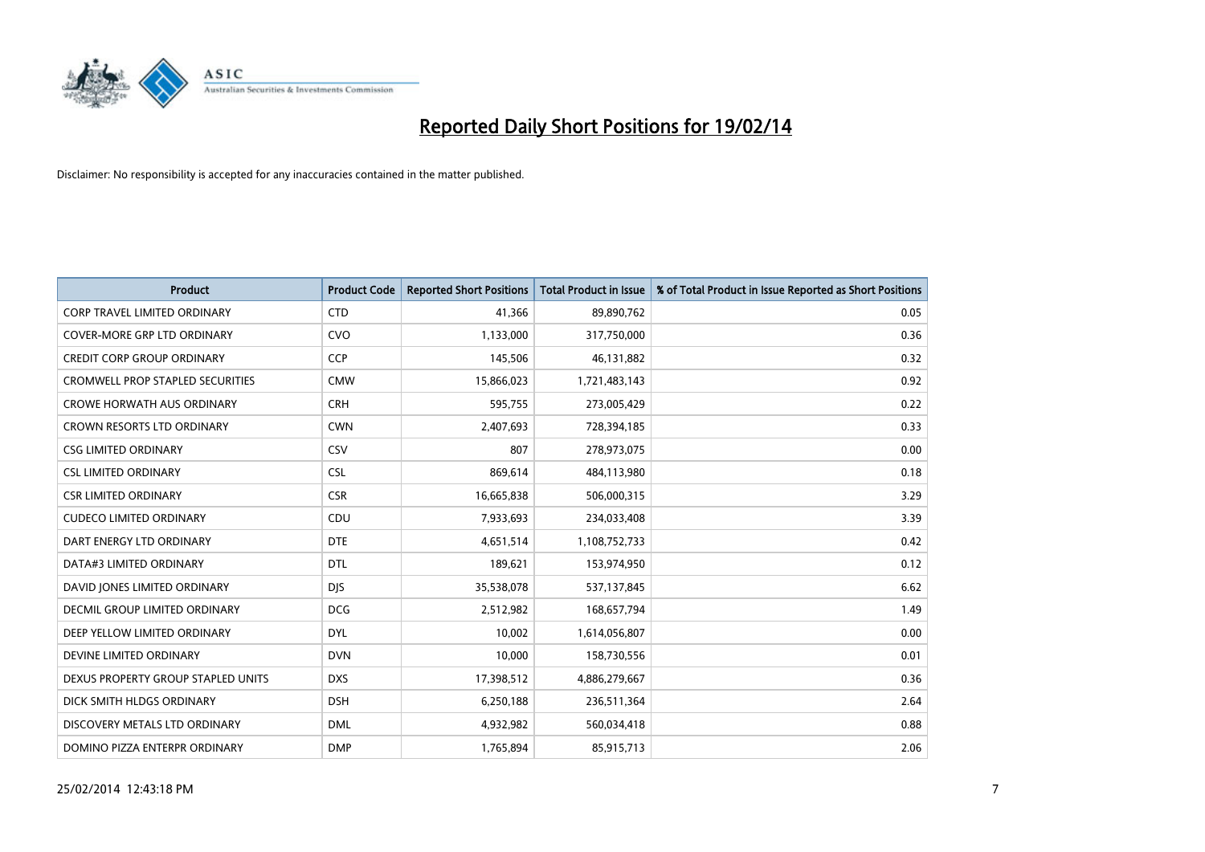# Reported Daily Short Positions for 19/02/14

Disclaimer: No responsibility is accepted for any inaccuracies contained in the matter published.

| Product | Product Code | Reported Short Positions | Total Product in Issue | % of Total Product in Issue Reported as Short Positions |
|---|---|---|---|---|
| CORP TRAVEL LIMITED ORDINARY | CTD | 41,366 | 89,890,762 | 0.05 |
| COVER-MORE GRP LTD ORDINARY | CVO | 1,133,000 | 317,750,000 | 0.36 |
| CREDIT CORP GROUP ORDINARY | CCP | 145,506 | 46,131,882 | 0.32 |
| CROMWELL PROP STAPLED SECURITIES | CMW | 15,866,023 | 1,721,483,143 | 0.92 |
| CROWE HORWATH AUS ORDINARY | CRH | 595,755 | 273,005,429 | 0.22 |
| CROWN RESORTS LTD ORDINARY | CWN | 2,407,693 | 728,394,185 | 0.33 |
| CSG LIMITED ORDINARY | CSV | 807 | 278,973,075 | 0.00 |
| CSL LIMITED ORDINARY | CSL | 869,614 | 484,113,980 | 0.18 |
| CSR LIMITED ORDINARY | CSR | 16,665,838 | 506,000,315 | 3.29 |
| CUDECO LIMITED ORDINARY | CDU | 7,933,693 | 234,033,408 | 3.39 |
| DART ENERGY LTD ORDINARY | DTE | 4,651,514 | 1,108,752,733 | 0.42 |
| DATA#3 LIMITED ORDINARY | DTL | 189,621 | 153,974,950 | 0.12 |
| DAVID JONES LIMITED ORDINARY | DJS | 35,538,078 | 537,137,845 | 6.62 |
| DECMIL GROUP LIMITED ORDINARY | DCG | 2,512,982 | 168,657,794 | 1.49 |
| DEEP YELLOW LIMITED ORDINARY | DYL | 10,002 | 1,614,056,807 | 0.00 |
| DEVINE LIMITED ORDINARY | DVN | 10,000 | 158,730,556 | 0.01 |
| DEXUS PROPERTY GROUP STAPLED UNITS | DXS | 17,398,512 | 4,886,279,667 | 0.36 |
| DICK SMITH HLDGS ORDINARY | DSH | 6,250,188 | 236,511,364 | 2.64 |
| DISCOVERY METALS LTD ORDINARY | DML | 4,932,982 | 560,034,418 | 0.88 |
| DOMINO PIZZA ENTERPR ORDINARY | DMP | 1,765,894 | 85,915,713 | 2.06 |

25/02/2014 12:43:18 PM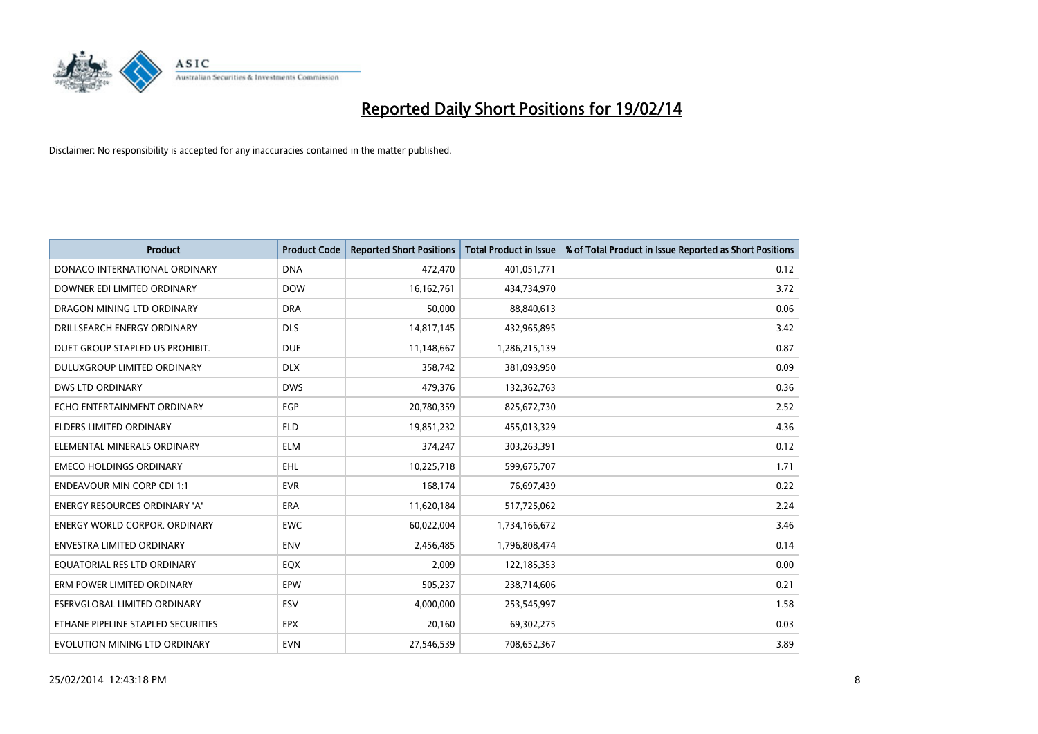# Reported Daily Short Positions for 19/02/14

Disclaimer: No responsibility is accepted for any inaccuracies contained in the matter published.

| Product | Product Code | Reported Short Positions | Total Product in Issue | % of Total Product in Issue Reported as Short Positions |
|---|---|---|---|---|
| DONACO INTERNATIONAL ORDINARY | DNA | 472,470 | 401,051,771 | 0.12 |
| DOWNER EDI LIMITED ORDINARY | DOW | 16,162,761 | 434,734,970 | 3.72 |
| DRAGON MINING LTD ORDINARY | DRA | 50,000 | 88,840,613 | 0.06 |
| DRILLSEARCH ENERGY ORDINARY | DLS | 14,817,145 | 432,965,895 | 3.42 |
| DUET GROUP STAPLED US PROHIBIT. | DUE | 11,148,667 | 1,286,215,139 | 0.87 |
| DULUXGROUP LIMITED ORDINARY | DLX | 358,742 | 381,093,950 | 0.09 |
| DWS LTD ORDINARY | DWS | 479,376 | 132,362,763 | 0.36 |
| ECHO ENTERTAINMENT ORDINARY | EGP | 20,780,359 | 825,672,730 | 2.52 |
| ELDERS LIMITED ORDINARY | ELD | 19,851,232 | 455,013,329 | 4.36 |
| ELEMENTAL MINERALS ORDINARY | ELM | 374,247 | 303,263,391 | 0.12 |
| EMECO HOLDINGS ORDINARY | EHL | 10,225,718 | 599,675,707 | 1.71 |
| ENDEAVOUR MIN CORP CDI 1:1 | EVR | 168,174 | 76,697,439 | 0.22 |
| ENERGY RESOURCES ORDINARY 'A' | ERA | 11,620,184 | 517,725,062 | 2.24 |
| ENERGY WORLD CORPOR. ORDINARY | EWC | 60,022,004 | 1,734,166,672 | 3.46 |
| ENVESTRA LIMITED ORDINARY | ENV | 2,456,485 | 1,796,808,474 | 0.14 |
| EQUATORIAL RES LTD ORDINARY | EQX | 2,009 | 122,185,353 | 0.00 |
| ERM POWER LIMITED ORDINARY | EPW | 505,237 | 238,714,606 | 0.21 |
| ESERVGLOBAL LIMITED ORDINARY | ESV | 4,000,000 | 253,545,997 | 1.58 |
| ETHANE PIPELINE STAPLED SECURITIES | EPX | 20,160 | 69,302,275 | 0.03 |
| EVOLUTION MINING LTD ORDINARY | EVN | 27,546,539 | 708,652,367 | 3.89 |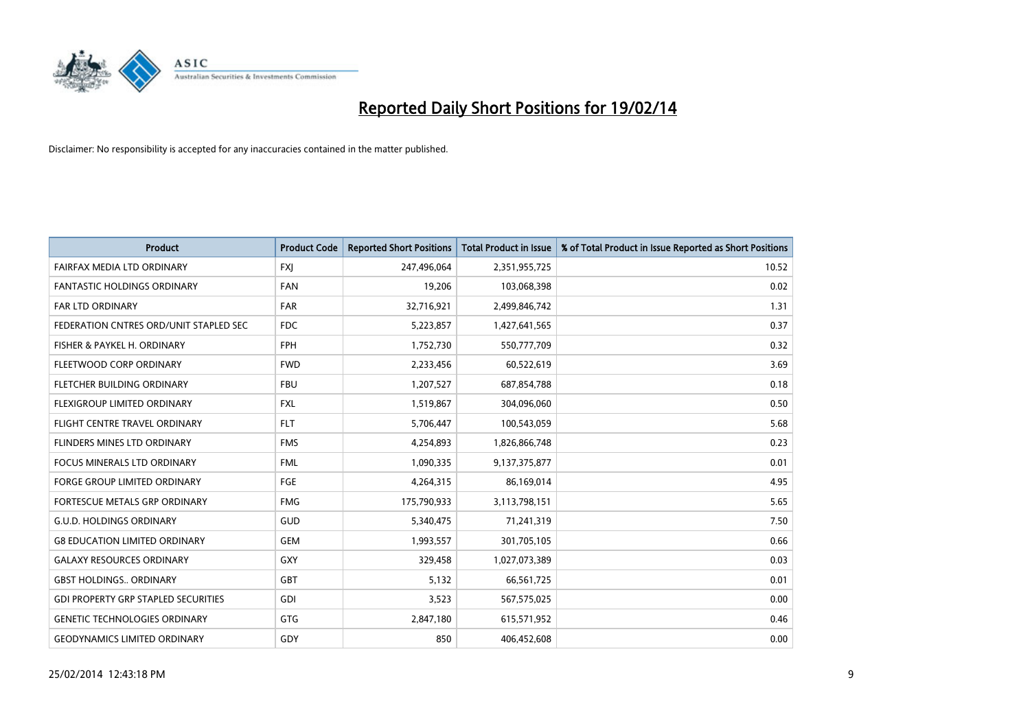# Reported Daily Short Positions for 19/02/14

Disclaimer: No responsibility is accepted for any inaccuracies contained in the matter published.

| Product | Product Code | Reported Short Positions | Total Product in Issue | % of Total Product in Issue Reported as Short Positions |
|---|---|---|---|---|
| FAIRFAX MEDIA LTD ORDINARY | FXJ | 247,496,064 | 2,351,955,725 | 10.52 |
| FANTASTIC HOLDINGS ORDINARY | FAN | 19,206 | 103,068,398 | 0.02 |
| FAR LTD ORDINARY | FAR | 32,716,921 | 2,499,846,742 | 1.31 |
| FEDERATION CNTRES ORD/UNIT STAPLED SEC | FDC | 5,223,857 | 1,427,641,565 | 0.37 |
| FISHER & PAYKEL H. ORDINARY | FPH | 1,752,730 | 550,777,709 | 0.32 |
| FLEETWOOD CORP ORDINARY | FWD | 2,233,456 | 60,522,619 | 3.69 |
| FLETCHER BUILDING ORDINARY | FBU | 1,207,527 | 687,854,788 | 0.18 |
| FLEXIGROUP LIMITED ORDINARY | FXL | 1,519,867 | 304,096,060 | 0.50 |
| FLIGHT CENTRE TRAVEL ORDINARY | FLT | 5,706,447 | 100,543,059 | 5.68 |
| FLINDERS MINES LTD ORDINARY | FMS | 4,254,893 | 1,826,866,748 | 0.23 |
| FOCUS MINERALS LTD ORDINARY | FML | 1,090,335 | 9,137,375,877 | 0.01 |
| FORGE GROUP LIMITED ORDINARY | FGE | 4,264,315 | 86,169,014 | 4.95 |
| FORTESCUE METALS GRP ORDINARY | FMG | 175,790,933 | 3,113,798,151 | 5.65 |
| G.U.D. HOLDINGS ORDINARY | GUD | 5,340,475 | 71,241,319 | 7.50 |
| G8 EDUCATION LIMITED ORDINARY | GEM | 1,993,557 | 301,705,105 | 0.66 |
| GALAXY RESOURCES ORDINARY | GXY | 329,458 | 1,027,073,389 | 0.03 |
| GBST HOLDINGS.. ORDINARY | GBT | 5,132 | 66,561,725 | 0.01 |
| GDI PROPERTY GRP STAPLED SECURITIES | GDI | 3,523 | 567,575,025 | 0.00 |
| GENETIC TECHNOLOGIES ORDINARY | GTG | 2,847,180 | 615,571,952 | 0.46 |
| GEODYNAMICS LIMITED ORDINARY | GDY | 850 | 406,452,608 | 0.00 |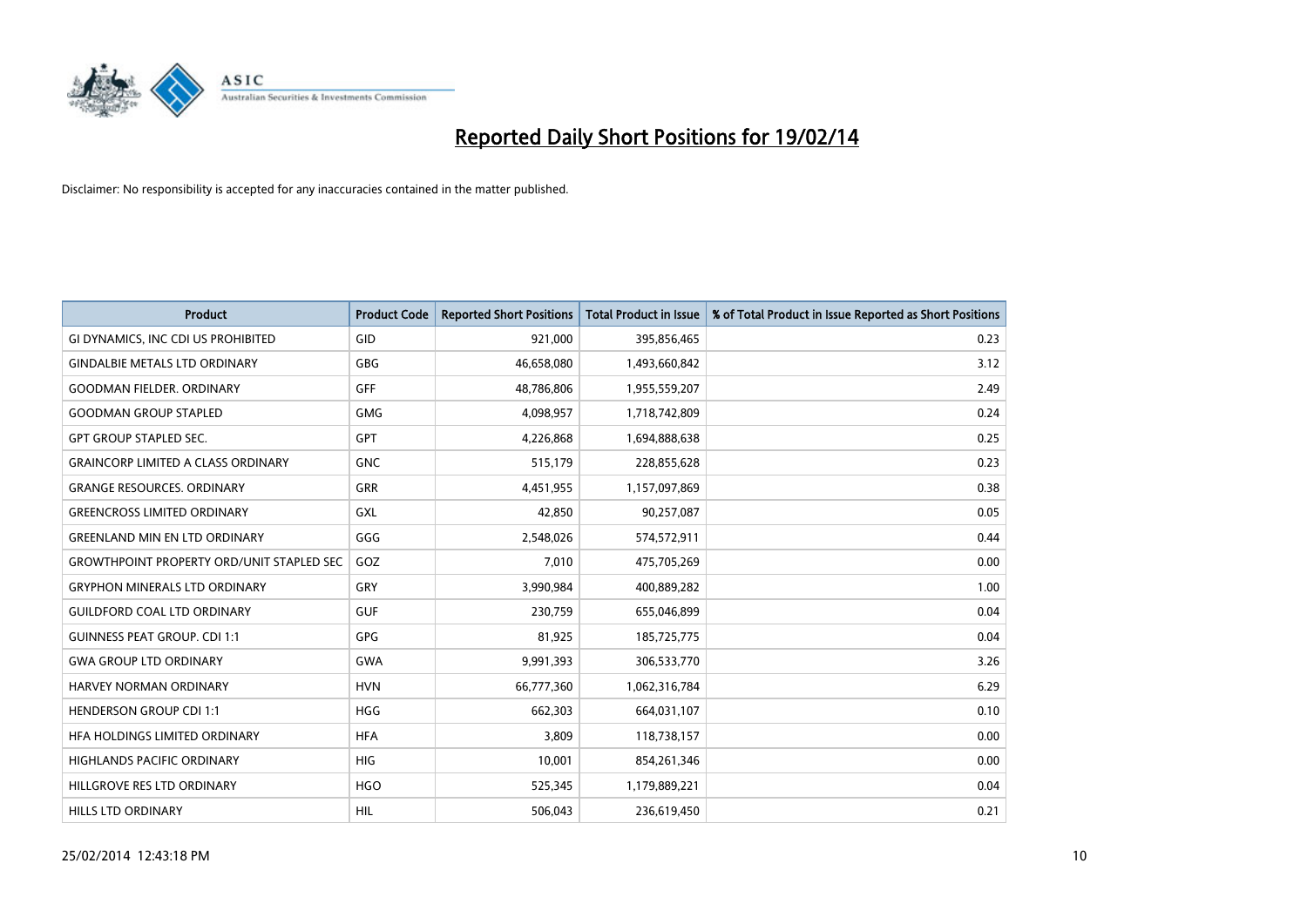# Reported Daily Short Positions for 19/02/14

Disclaimer: No responsibility is accepted for any inaccuracies contained in the matter published.

| Product | Product Code | Reported Short Positions | Total Product in Issue | % of Total Product in Issue Reported as Short Positions |
|---|---|---|---|---|
| GI DYNAMICS, INC CDI US PROHIBITED | GID | 921,000 | 395,856,465 | 0.23 |
| GINDALBIE METALS LTD ORDINARY | GBG | 46,658,080 | 1,493,660,842 | 3.12 |
| GOODMAN FIELDER. ORDINARY | GFF | 48,786,806 | 1,955,559,207 | 2.49 |
| GOODMAN GROUP STAPLED | GMG | 4,098,957 | 1,718,742,809 | 0.24 |
| GPT GROUP STAPLED SEC. | GPT | 4,226,868 | 1,694,888,638 | 0.25 |
| GRAINCORP LIMITED A CLASS ORDINARY | GNC | 515,179 | 228,855,628 | 0.23 |
| GRANGE RESOURCES. ORDINARY | GRR | 4,451,955 | 1,157,097,869 | 0.38 |
| GREENCROSS LIMITED ORDINARY | GXL | 42,850 | 90,257,087 | 0.05 |
| GREENLAND MIN EN LTD ORDINARY | GGG | 2,548,026 | 574,572,911 | 0.44 |
| GROWTHPOINT PROPERTY ORD/UNIT STAPLED SEC | GOZ | 7,010 | 475,705,269 | 0.00 |
| GRYPHON MINERALS LTD ORDINARY | GRY | 3,990,984 | 400,889,282 | 1.00 |
| GUILDFORD COAL LTD ORDINARY | GUF | 230,759 | 655,046,899 | 0.04 |
| GUINNESS PEAT GROUP. CDI 1:1 | GPG | 81,925 | 185,725,775 | 0.04 |
| GWA GROUP LTD ORDINARY | GWA | 9,991,393 | 306,533,770 | 3.26 |
| HARVEY NORMAN ORDINARY | HVN | 66,777,360 | 1,062,316,784 | 6.29 |
| HENDERSON GROUP CDI 1:1 | HGG | 662,303 | 664,031,107 | 0.10 |
| HFA HOLDINGS LIMITED ORDINARY | HFA | 3,809 | 118,738,157 | 0.00 |
| HIGHLANDS PACIFIC ORDINARY | HIG | 10,001 | 854,261,346 | 0.00 |
| HILLGROVE RES LTD ORDINARY | HGO | 525,345 | 1,179,889,221 | 0.04 |
| HILLS LTD ORDINARY | HIL | 506,043 | 236,619,450 | 0.21 |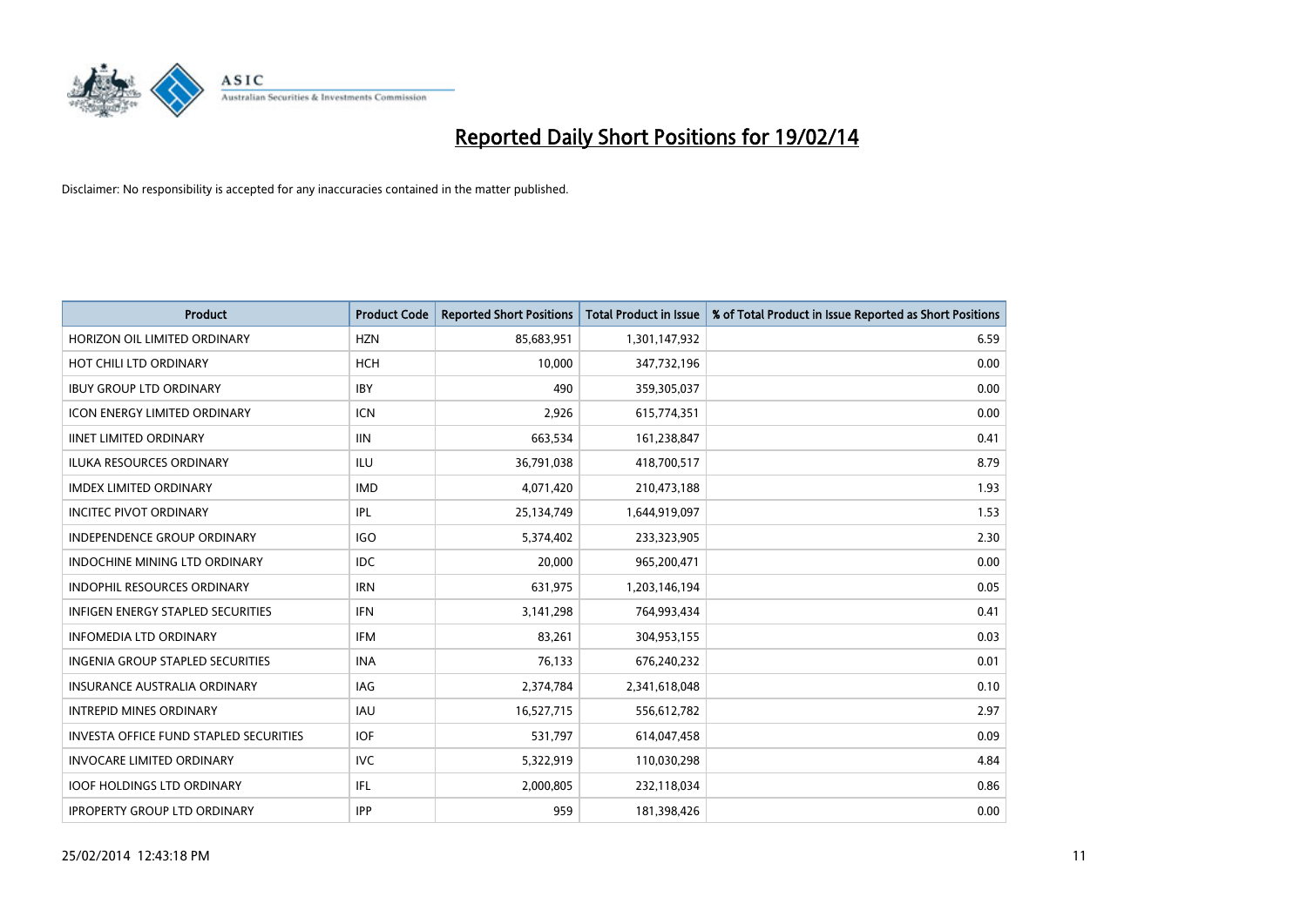# Reported Daily Short Positions for 19/02/14

Disclaimer: No responsibility is accepted for any inaccuracies contained in the matter published.

| Product | Product Code | Reported Short Positions | Total Product in Issue | % of Total Product in Issue Reported as Short Positions |
|---|---|---|---|---|
| HORIZON OIL LIMITED ORDINARY | HZN | 85,683,951 | 1,301,147,932 | 6.59 |
| HOT CHILI LTD ORDINARY | HCH | 10,000 | 347,732,196 | 0.00 |
| IBUY GROUP LTD ORDINARY | IBY | 490 | 359,305,037 | 0.00 |
| ICON ENERGY LIMITED ORDINARY | ICN | 2,926 | 615,774,351 | 0.00 |
| IINET LIMITED ORDINARY | IIN | 663,534 | 161,238,847 | 0.41 |
| ILUKA RESOURCES ORDINARY | ILU | 36,791,038 | 418,700,517 | 8.79 |
| IMDEX LIMITED ORDINARY | IMD | 4,071,420 | 210,473,188 | 1.93 |
| INCITEC PIVOT ORDINARY | IPL | 25,134,749 | 1,644,919,097 | 1.53 |
| INDEPENDENCE GROUP ORDINARY | IGO | 5,374,402 | 233,323,905 | 2.30 |
| INDOCHINE MINING LTD ORDINARY | IDC | 20,000 | 965,200,471 | 0.00 |
| INDOPHIL RESOURCES ORDINARY | IRN | 631,975 | 1,203,146,194 | 0.05 |
| INFIGEN ENERGY STAPLED SECURITIES | IFN | 3,141,298 | 764,993,434 | 0.41 |
| INFOMEDIA LTD ORDINARY | IFM | 83,261 | 304,953,155 | 0.03 |
| INGENIA GROUP STAPLED SECURITIES | INA | 76,133 | 676,240,232 | 0.01 |
| INSURANCE AUSTRALIA ORDINARY | IAG | 2,374,784 | 2,341,618,048 | 0.10 |
| INTREPID MINES ORDINARY | IAU | 16,527,715 | 556,612,782 | 2.97 |
| INVESTA OFFICE FUND STAPLED SECURITIES | IOF | 531,797 | 614,047,458 | 0.09 |
| INVOCARE LIMITED ORDINARY | IVC | 5,322,919 | 110,030,298 | 4.84 |
| IOOF HOLDINGS LTD ORDINARY | IFL | 2,000,805 | 232,118,034 | 0.86 |
| IPROPERTY GROUP LTD ORDINARY | IPP | 959 | 181,398,426 | 0.00 |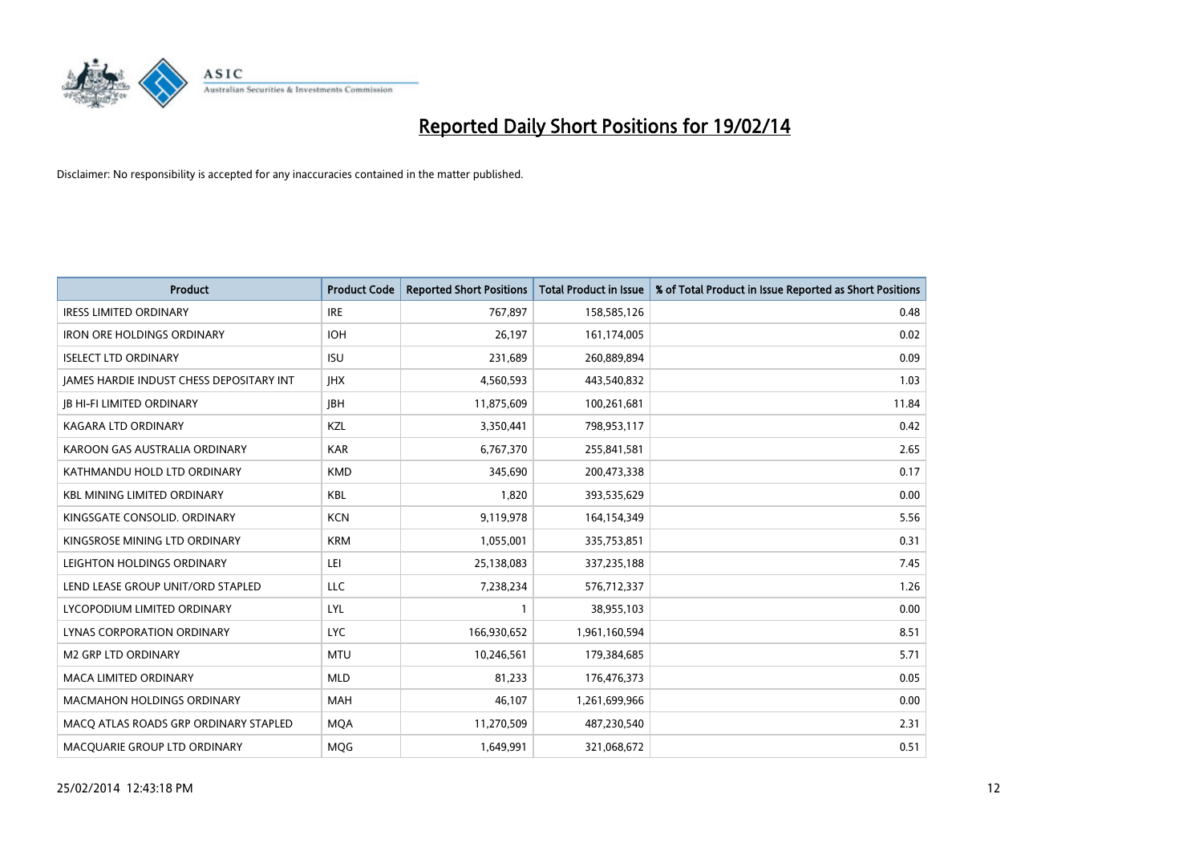# Reported Daily Short Positions for 19/02/14

Disclaimer: No responsibility is accepted for any inaccuracies contained in the matter published.

| Product | Product Code | Reported Short Positions | Total Product in Issue | % of Total Product in Issue Reported as Short Positions |
|---|---|---|---|---|
| IRESS LIMITED ORDINARY | IRE | 767,897 | 158,585,126 | 0.48 |
| IRON ORE HOLDINGS ORDINARY | IOH | 26,197 | 161,174,005 | 0.02 |
| ISELECT LTD ORDINARY | ISU | 231,689 | 260,889,894 | 0.09 |
| JAMES HARDIE INDUST CHESS DEPOSITARY INT | JHX | 4,560,593 | 443,540,832 | 1.03 |
| JB HI-FI LIMITED ORDINARY | JBH | 11,875,609 | 100,261,681 | 11.84 |
| KAGARA LTD ORDINARY | KZL | 3,350,441 | 798,953,117 | 0.42 |
| KAROON GAS AUSTRALIA ORDINARY | KAR | 6,767,370 | 255,841,581 | 2.65 |
| KATHMANDU HOLD LTD ORDINARY | KMD | 345,690 | 200,473,338 | 0.17 |
| KBL MINING LIMITED ORDINARY | KBL | 1,820 | 393,535,629 | 0.00 |
| KINGSGATE CONSOLID. ORDINARY | KCN | 9,119,978 | 164,154,349 | 5.56 |
| KINGSROSE MINING LTD ORDINARY | KRM | 1,055,001 | 335,753,851 | 0.31 |
| LEIGHTON HOLDINGS ORDINARY | LEI | 25,138,083 | 337,235,188 | 7.45 |
| LEND LEASE GROUP UNIT/ORD STAPLED | LLC | 7,238,234 | 576,712,337 | 1.26 |
| LYCOPODIUM LIMITED ORDINARY | LYL | 1 | 38,955,103 | 0.00 |
| LYNAS CORPORATION ORDINARY | LYC | 166,930,652 | 1,961,160,594 | 8.51 |
| M2 GRP LTD ORDINARY | MTU | 10,246,561 | 179,384,685 | 5.71 |
| MACA LIMITED ORDINARY | MLD | 81,233 | 176,476,373 | 0.05 |
| MACMAHON HOLDINGS ORDINARY | MAH | 46,107 | 1,261,699,966 | 0.00 |
| MACQ ATLAS ROADS GRP ORDINARY STAPLED | MQA | 11,270,509 | 487,230,540 | 2.31 |
| MACQUARIE GROUP LTD ORDINARY | MQG | 1,649,991 | 321,068,672 | 0.51 |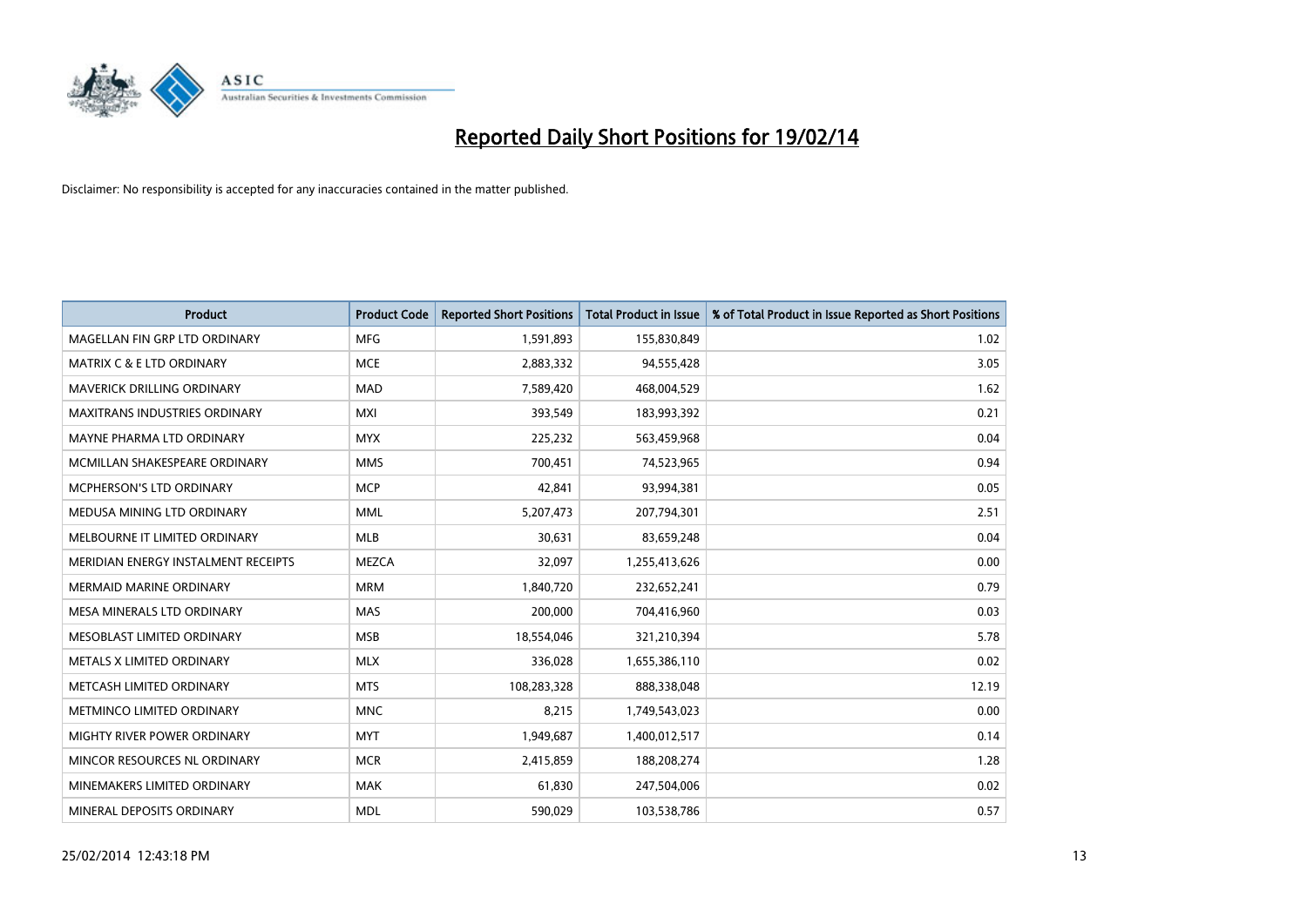# Reported Daily Short Positions for 19/02/14

Disclaimer: No responsibility is accepted for any inaccuracies contained in the matter published.

| Product | Product Code | Reported Short Positions | Total Product in Issue | % of Total Product in Issue Reported as Short Positions |
|---|---|---|---|---|
| MAGELLAN FIN GRP LTD ORDINARY | MFG | 1,591,893 | 155,830,849 | 1.02 |
| MATRIX C & E LTD ORDINARY | MCE | 2,883,332 | 94,555,428 | 3.05 |
| MAVERICK DRILLING ORDINARY | MAD | 7,589,420 | 468,004,529 | 1.62 |
| MAXITRANS INDUSTRIES ORDINARY | MXI | 393,549 | 183,993,392 | 0.21 |
| MAYNE PHARMA LTD ORDINARY | MYX | 225,232 | 563,459,968 | 0.04 |
| MCMILLAN SHAKESPEARE ORDINARY | MMS | 700,451 | 74,523,965 | 0.94 |
| MCPHERSON'S LTD ORDINARY | MCP | 42,841 | 93,994,381 | 0.05 |
| MEDUSA MINING LTD ORDINARY | MML | 5,207,473 | 207,794,301 | 2.51 |
| MELBOURNE IT LIMITED ORDINARY | MLB | 30,631 | 83,659,248 | 0.04 |
| MERIDIAN ENERGY INSTALMENT RECEIPTS | MEZCA | 32,097 | 1,255,413,626 | 0.00 |
| MERMAID MARINE ORDINARY | MRM | 1,840,720 | 232,652,241 | 0.79 |
| MESA MINERALS LTD ORDINARY | MAS | 200,000 | 704,416,960 | 0.03 |
| MESOBLAST LIMITED ORDINARY | MSB | 18,554,046 | 321,210,394 | 5.78 |
| METALS X LIMITED ORDINARY | MLX | 336,028 | 1,655,386,110 | 0.02 |
| METCASH LIMITED ORDINARY | MTS | 108,283,328 | 888,338,048 | 12.19 |
| METMINCO LIMITED ORDINARY | MNC | 8,215 | 1,749,543,023 | 0.00 |
| MIGHTY RIVER POWER ORDINARY | MYT | 1,949,687 | 1,400,012,517 | 0.14 |
| MINCOR RESOURCES NL ORDINARY | MCR | 2,415,859 | 188,208,274 | 1.28 |
| MINEMAKERS LIMITED ORDINARY | MAK | 61,830 | 247,504,006 | 0.02 |
| MINERAL DEPOSITS ORDINARY | MDL | 590,029 | 103,538,786 | 0.57 |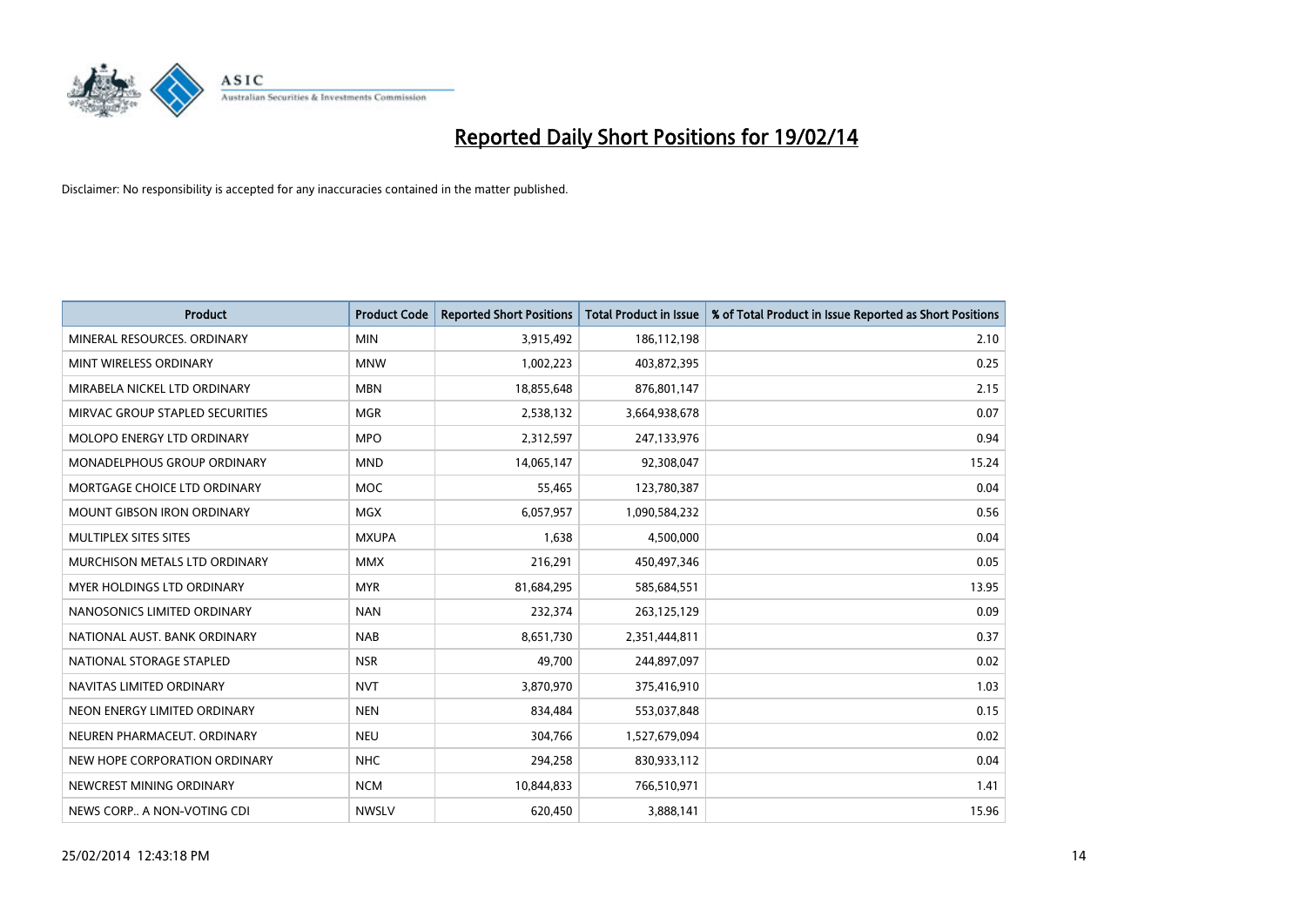# Reported Daily Short Positions for 19/02/14

Disclaimer: No responsibility is accepted for any inaccuracies contained in the matter published.

| Product | Product Code | Reported Short Positions | Total Product in Issue | % of Total Product in Issue Reported as Short Positions |
|---|---|---|---|---|
| MINERAL RESOURCES. ORDINARY | MIN | 3,915,492 | 186,112,198 | 2.10 |
| MINT WIRELESS ORDINARY | MNW | 1,002,223 | 403,872,395 | 0.25 |
| MIRABELA NICKEL LTD ORDINARY | MBN | 18,855,648 | 876,801,147 | 2.15 |
| MIRVAC GROUP STAPLED SECURITIES | MGR | 2,538,132 | 3,664,938,678 | 0.07 |
| MOLOPO ENERGY LTD ORDINARY | MPO | 2,312,597 | 247,133,976 | 0.94 |
| MONADELPHOUS GROUP ORDINARY | MND | 14,065,147 | 92,308,047 | 15.24 |
| MORTGAGE CHOICE LTD ORDINARY | MOC | 55,465 | 123,780,387 | 0.04 |
| MOUNT GIBSON IRON ORDINARY | MGX | 6,057,957 | 1,090,584,232 | 0.56 |
| MULTIPLEX SITES SITES | MXUPA | 1,638 | 4,500,000 | 0.04 |
| MURCHISON METALS LTD ORDINARY | MMX | 216,291 | 450,497,346 | 0.05 |
| MYER HOLDINGS LTD ORDINARY | MYR | 81,684,295 | 585,684,551 | 13.95 |
| NANOSONICS LIMITED ORDINARY | NAN | 232,374 | 263,125,129 | 0.09 |
| NATIONAL AUST. BANK ORDINARY | NAB | 8,651,730 | 2,351,444,811 | 0.37 |
| NATIONAL STORAGE STAPLED | NSR | 49,700 | 244,897,097 | 0.02 |
| NAVITAS LIMITED ORDINARY | NVT | 3,870,970 | 375,416,910 | 1.03 |
| NEON ENERGY LIMITED ORDINARY | NEN | 834,484 | 553,037,848 | 0.15 |
| NEUREN PHARMACEUT. ORDINARY | NEU | 304,766 | 1,527,679,094 | 0.02 |
| NEW HOPE CORPORATION ORDINARY | NHC | 294,258 | 830,933,112 | 0.04 |
| NEWCREST MINING ORDINARY | NCM | 10,844,833 | 766,510,971 | 1.41 |
| NEWS CORP.. A NON-VOTING CDI | NWSLV | 620,450 | 3,888,141 | 15.96 |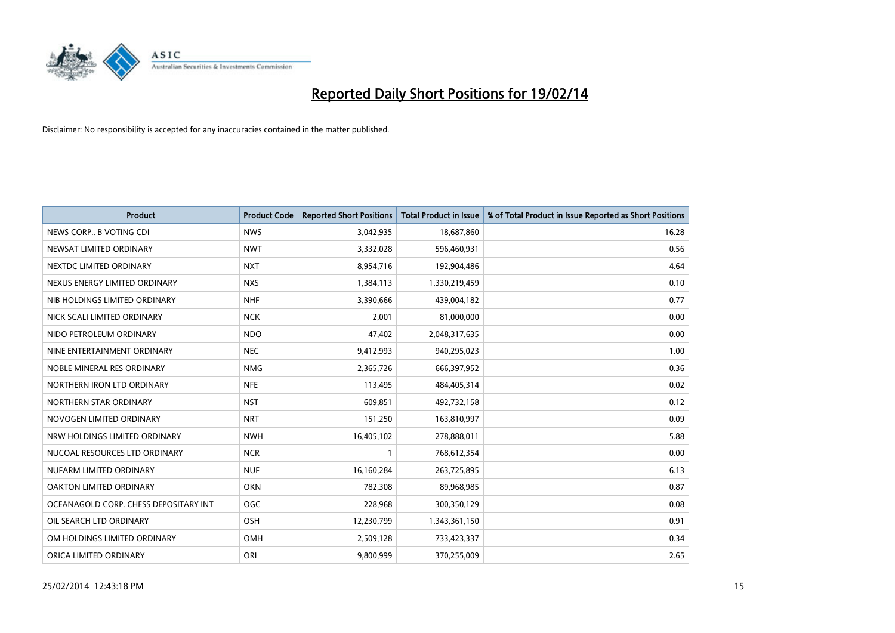# Reported Daily Short Positions for 19/02/14

Disclaimer: No responsibility is accepted for any inaccuracies contained in the matter published.

| Product | Product Code | Reported Short Positions | Total Product in Issue | % of Total Product in Issue Reported as Short Positions |
|---|---|---|---|---|
| NEWS CORP.. B VOTING CDI | NWS | 3,042,935 | 18,687,860 | 16.28 |
| NEWSAT LIMITED ORDINARY | NWT | 3,332,028 | 596,460,931 | 0.56 |
| NEXTDC LIMITED ORDINARY | NXT | 8,954,716 | 192,904,486 | 4.64 |
| NEXUS ENERGY LIMITED ORDINARY | NXS | 1,384,113 | 1,330,219,459 | 0.10 |
| NIB HOLDINGS LIMITED ORDINARY | NHF | 3,390,666 | 439,004,182 | 0.77 |
| NICK SCALI LIMITED ORDINARY | NCK | 2,001 | 81,000,000 | 0.00 |
| NIDO PETROLEUM ORDINARY | NDO | 47,402 | 2,048,317,635 | 0.00 |
| NINE ENTERTAINMENT ORDINARY | NEC | 9,412,993 | 940,295,023 | 1.00 |
| NOBLE MINERAL RES ORDINARY | NMG | 2,365,726 | 666,397,952 | 0.36 |
| NORTHERN IRON LTD ORDINARY | NFE | 113,495 | 484,405,314 | 0.02 |
| NORTHERN STAR ORDINARY | NST | 609,851 | 492,732,158 | 0.12 |
| NOVOGEN LIMITED ORDINARY | NRT | 151,250 | 163,810,997 | 0.09 |
| NRW HOLDINGS LIMITED ORDINARY | NWH | 16,405,102 | 278,888,011 | 5.88 |
| NUCOAL RESOURCES LTD ORDINARY | NCR | 1 | 768,612,354 | 0.00 |
| NUFARM LIMITED ORDINARY | NUF | 16,160,284 | 263,725,895 | 6.13 |
| OAKTON LIMITED ORDINARY | OKN | 782,308 | 89,968,985 | 0.87 |
| OCEANAGOLD CORP. CHESS DEPOSITARY INT | OGC | 228,968 | 300,350,129 | 0.08 |
| OIL SEARCH LTD ORDINARY | OSH | 12,230,799 | 1,343,361,150 | 0.91 |
| OM HOLDINGS LIMITED ORDINARY | OMH | 2,509,128 | 733,423,337 | 0.34 |
| ORICA LIMITED ORDINARY | ORI | 9,800,999 | 370,255,009 | 2.65 |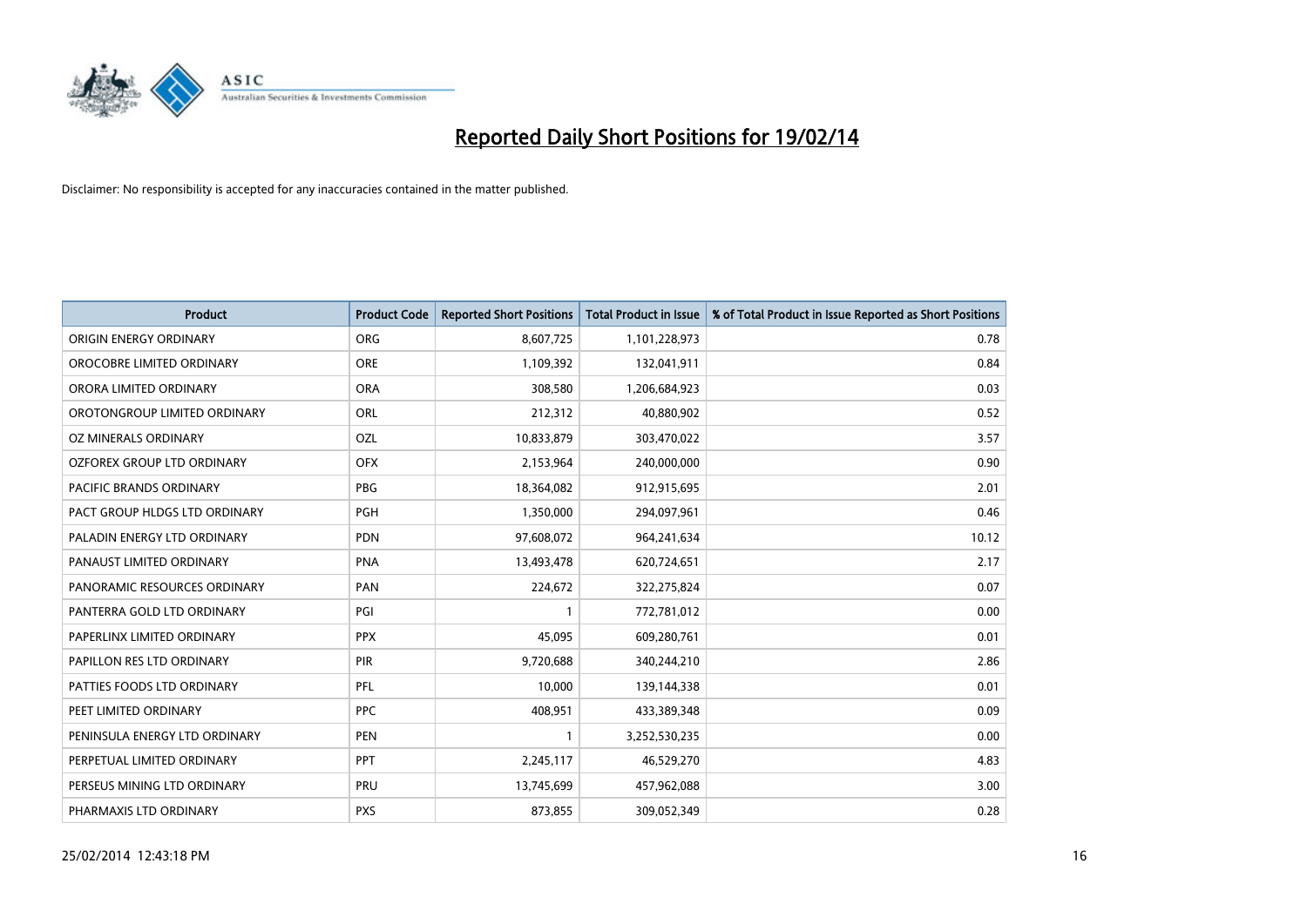# Reported Daily Short Positions for 19/02/14

Disclaimer: No responsibility is accepted for any inaccuracies contained in the matter published.

| Product | Product Code | Reported Short Positions | Total Product in Issue | % of Total Product in Issue Reported as Short Positions |
|---|---|---|---|---|
| ORIGIN ENERGY ORDINARY | ORG | 8,607,725 | 1,101,228,973 | 0.78 |
| OROCOBRE LIMITED ORDINARY | ORE | 1,109,392 | 132,041,911 | 0.84 |
| ORORA LIMITED ORDINARY | ORA | 308,580 | 1,206,684,923 | 0.03 |
| OROTONGROUP LIMITED ORDINARY | ORL | 212,312 | 40,880,902 | 0.52 |
| OZ MINERALS ORDINARY | OZL | 10,833,879 | 303,470,022 | 3.57 |
| OZFOREX GROUP LTD ORDINARY | OFX | 2,153,964 | 240,000,000 | 0.90 |
| PACIFIC BRANDS ORDINARY | PBG | 18,364,082 | 912,915,695 | 2.01 |
| PACT GROUP HLDGS LTD ORDINARY | PGH | 1,350,000 | 294,097,961 | 0.46 |
| PALADIN ENERGY LTD ORDINARY | PDN | 97,608,072 | 964,241,634 | 10.12 |
| PANAUST LIMITED ORDINARY | PNA | 13,493,478 | 620,724,651 | 2.17 |
| PANORAMIC RESOURCES ORDINARY | PAN | 224,672 | 322,275,824 | 0.07 |
| PANTERRA GOLD LTD ORDINARY | PGI | 1 | 772,781,012 | 0.00 |
| PAPERLINX LIMITED ORDINARY | PPX | 45,095 | 609,280,761 | 0.01 |
| PAPILLON RES LTD ORDINARY | PIR | 9,720,688 | 340,244,210 | 2.86 |
| PATTIES FOODS LTD ORDINARY | PFL | 10,000 | 139,144,338 | 0.01 |
| PEET LIMITED ORDINARY | PPC | 408,951 | 433,389,348 | 0.09 |
| PENINSULA ENERGY LTD ORDINARY | PEN | 1 | 3,252,530,235 | 0.00 |
| PERPETUAL LIMITED ORDINARY | PPT | 2,245,117 | 46,529,270 | 4.83 |
| PERSEUS MINING LTD ORDINARY | PRU | 13,745,699 | 457,962,088 | 3.00 |
| PHARMAXIS LTD ORDINARY | PXS | 873,855 | 309,052,349 | 0.28 |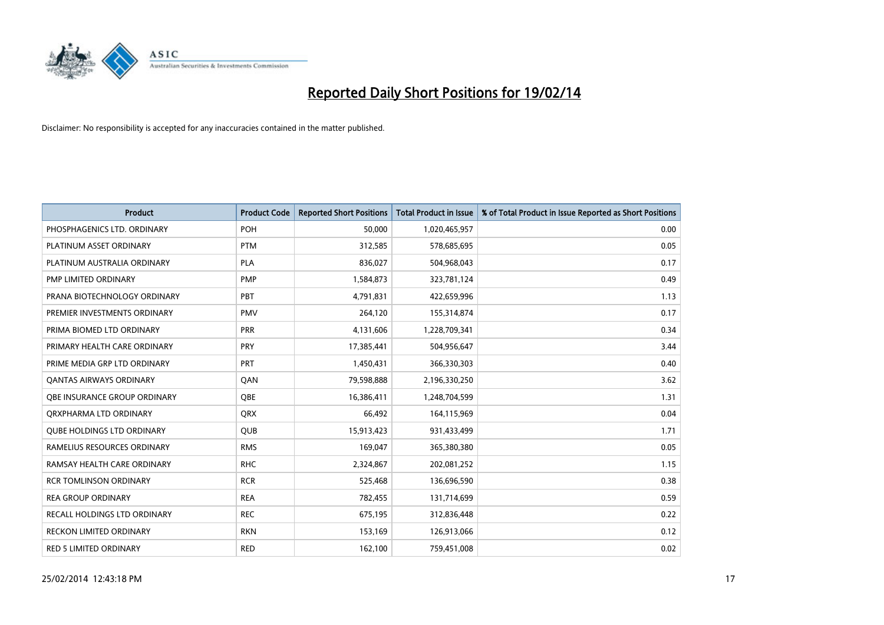# Reported Daily Short Positions for 19/02/14

Disclaimer: No responsibility is accepted for any inaccuracies contained in the matter published.

| Product | Product Code | Reported Short Positions | Total Product in Issue | % of Total Product in Issue Reported as Short Positions |
|---|---|---|---|---|
| PHOSPHAGENICS LTD. ORDINARY | POH | 50,000 | 1,020,465,957 | 0.00 |
| PLATINUM ASSET ORDINARY | PTM | 312,585 | 578,685,695 | 0.05 |
| PLATINUM AUSTRALIA ORDINARY | PLA | 836,027 | 504,968,043 | 0.17 |
| PMP LIMITED ORDINARY | PMP | 1,584,873 | 323,781,124 | 0.49 |
| PRANA BIOTECHNOLOGY ORDINARY | PBT | 4,791,831 | 422,659,996 | 1.13 |
| PREMIER INVESTMENTS ORDINARY | PMV | 264,120 | 155,314,874 | 0.17 |
| PRIMA BIOMED LTD ORDINARY | PRR | 4,131,606 | 1,228,709,341 | 0.34 |
| PRIMARY HEALTH CARE ORDINARY | PRY | 17,385,441 | 504,956,647 | 3.44 |
| PRIME MEDIA GRP LTD ORDINARY | PRT | 1,450,431 | 366,330,303 | 0.40 |
| QANTAS AIRWAYS ORDINARY | QAN | 79,598,888 | 2,196,330,250 | 3.62 |
| QBE INSURANCE GROUP ORDINARY | QBE | 16,386,411 | 1,248,704,599 | 1.31 |
| QRXPHARMA LTD ORDINARY | QRX | 66,492 | 164,115,969 | 0.04 |
| QUBE HOLDINGS LTD ORDINARY | QUB | 15,913,423 | 931,433,499 | 1.71 |
| RAMELIUS RESOURCES ORDINARY | RMS | 169,047 | 365,380,380 | 0.05 |
| RAMSAY HEALTH CARE ORDINARY | RHC | 2,324,867 | 202,081,252 | 1.15 |
| RCR TOMLINSON ORDINARY | RCR | 525,468 | 136,696,590 | 0.38 |
| REA GROUP ORDINARY | REA | 782,455 | 131,714,699 | 0.59 |
| RECALL HOLDINGS LTD ORDINARY | REC | 675,195 | 312,836,448 | 0.22 |
| RECKON LIMITED ORDINARY | RKN | 153,169 | 126,913,066 | 0.12 |
| RED 5 LIMITED ORDINARY | RED | 162,100 | 759,451,008 | 0.02 |

25/02/2014 12:43:18 PM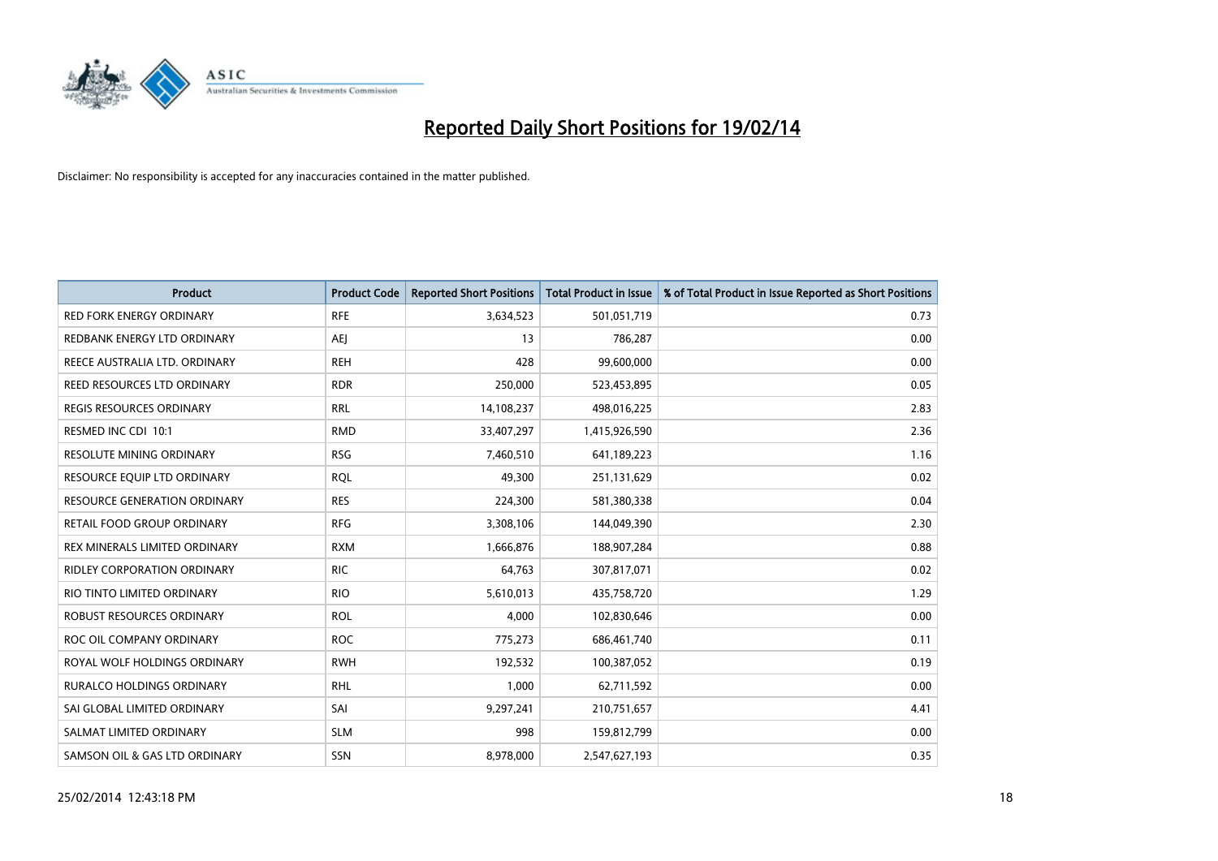# Reported Daily Short Positions for 19/02/14

Disclaimer: No responsibility is accepted for any inaccuracies contained in the matter published.

| Product | Product Code | Reported Short Positions | Total Product in Issue | % of Total Product in Issue Reported as Short Positions |
|---|---|---|---|---|
| RED FORK ENERGY ORDINARY | RFE | 3,634,523 | 501,051,719 | 0.73 |
| REDBANK ENERGY LTD ORDINARY | AEJ | 13 | 786,287 | 0.00 |
| REECE AUSTRALIA LTD. ORDINARY | REH | 428 | 99,600,000 | 0.00 |
| REED RESOURCES LTD ORDINARY | RDR | 250,000 | 523,453,895 | 0.05 |
| REGIS RESOURCES ORDINARY | RRL | 14,108,237 | 498,016,225 | 2.83 |
| RESMED INC CDI 10:1 | RMD | 33,407,297 | 1,415,926,590 | 2.36 |
| RESOLUTE MINING ORDINARY | RSG | 7,460,510 | 641,189,223 | 1.16 |
| RESOURCE EQUIP LTD ORDINARY | RQL | 49,300 | 251,131,629 | 0.02 |
| RESOURCE GENERATION ORDINARY | RES | 224,300 | 581,380,338 | 0.04 |
| RETAIL FOOD GROUP ORDINARY | RFG | 3,308,106 | 144,049,390 | 2.30 |
| REX MINERALS LIMITED ORDINARY | RXM | 1,666,876 | 188,907,284 | 0.88 |
| RIDLEY CORPORATION ORDINARY | RIC | 64,763 | 307,817,071 | 0.02 |
| RIO TINTO LIMITED ORDINARY | RIO | 5,610,013 | 435,758,720 | 1.29 |
| ROBUST RESOURCES ORDINARY | ROL | 4,000 | 102,830,646 | 0.00 |
| ROC OIL COMPANY ORDINARY | ROC | 775,273 | 686,461,740 | 0.11 |
| ROYAL WOLF HOLDINGS ORDINARY | RWH | 192,532 | 100,387,052 | 0.19 |
| RURALCO HOLDINGS ORDINARY | RHL | 1,000 | 62,711,592 | 0.00 |
| SAI GLOBAL LIMITED ORDINARY | SAI | 9,297,241 | 210,751,657 | 4.41 |
| SALMAT LIMITED ORDINARY | SLM | 998 | 159,812,799 | 0.00 |
| SAMSON OIL & GAS LTD ORDINARY | SSN | 8,978,000 | 2,547,627,193 | 0.35 |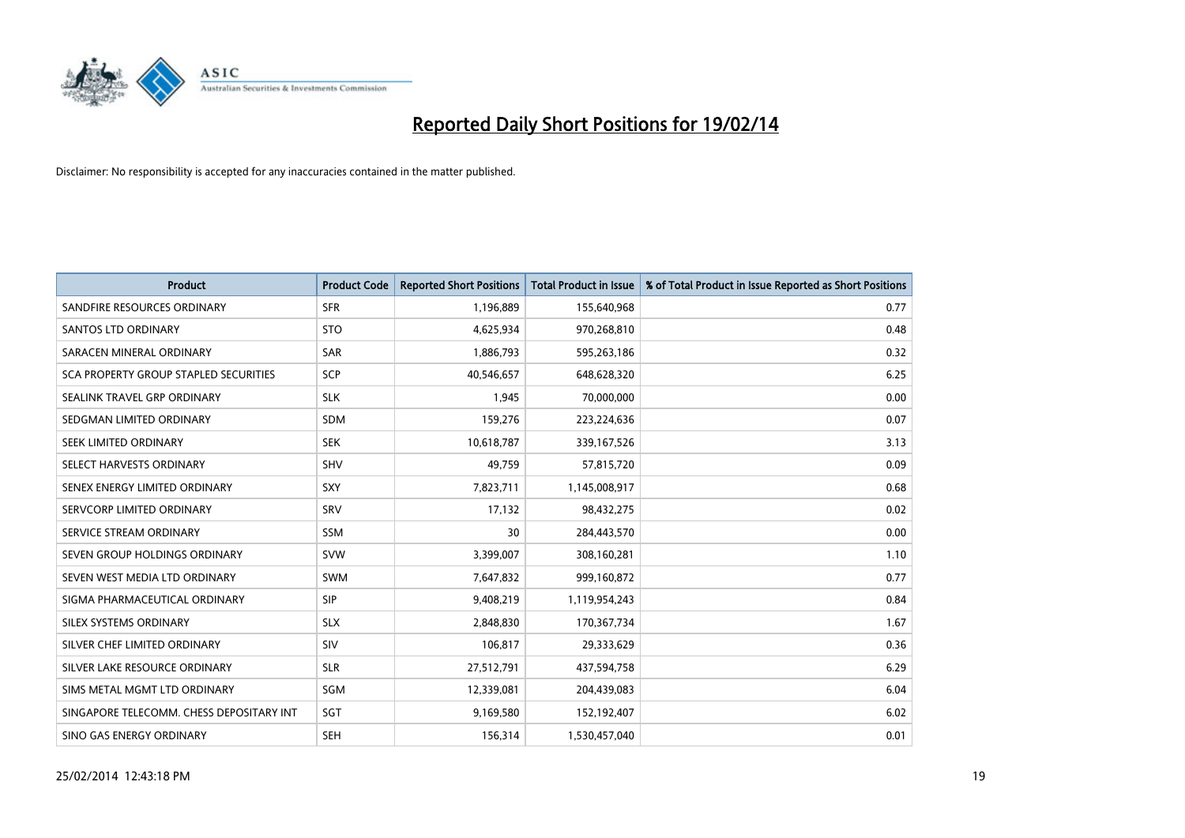# Reported Daily Short Positions for 19/02/14

Disclaimer: No responsibility is accepted for any inaccuracies contained in the matter published.

| Product | Product Code | Reported Short Positions | Total Product in Issue | % of Total Product in Issue Reported as Short Positions |
|---|---|---|---|---|
| SANDFIRE RESOURCES ORDINARY | SFR | 1,196,889 | 155,640,968 | 0.77 |
| SANTOS LTD ORDINARY | STO | 4,625,934 | 970,268,810 | 0.48 |
| SARACEN MINERAL ORDINARY | SAR | 1,886,793 | 595,263,186 | 0.32 |
| SCA PROPERTY GROUP STAPLED SECURITIES | SCP | 40,546,657 | 648,628,320 | 6.25 |
| SEALINK TRAVEL GRP ORDINARY | SLK | 1,945 | 70,000,000 | 0.00 |
| SEDGMAN LIMITED ORDINARY | SDM | 159,276 | 223,224,636 | 0.07 |
| SEEK LIMITED ORDINARY | SEK | 10,618,787 | 339,167,526 | 3.13 |
| SELECT HARVESTS ORDINARY | SHV | 49,759 | 57,815,720 | 0.09 |
| SENEX ENERGY LIMITED ORDINARY | SXY | 7,823,711 | 1,145,008,917 | 0.68 |
| SERVCORP LIMITED ORDINARY | SRV | 17,132 | 98,432,275 | 0.02 |
| SERVICE STREAM ORDINARY | SSM | 30 | 284,443,570 | 0.00 |
| SEVEN GROUP HOLDINGS ORDINARY | SVW | 3,399,007 | 308,160,281 | 1.10 |
| SEVEN WEST MEDIA LTD ORDINARY | SWM | 7,647,832 | 999,160,872 | 0.77 |
| SIGMA PHARMACEUTICAL ORDINARY | SIP | 9,408,219 | 1,119,954,243 | 0.84 |
| SILEX SYSTEMS ORDINARY | SLX | 2,848,830 | 170,367,734 | 1.67 |
| SILVER CHEF LIMITED ORDINARY | SIV | 106,817 | 29,333,629 | 0.36 |
| SILVER LAKE RESOURCE ORDINARY | SLR | 27,512,791 | 437,594,758 | 6.29 |
| SIMS METAL MGMT LTD ORDINARY | SGM | 12,339,081 | 204,439,083 | 6.04 |
| SINGAPORE TELECOMM. CHESS DEPOSITARY INT | SGT | 9,169,580 | 152,192,407 | 6.02 |
| SINO GAS ENERGY ORDINARY | SEH | 156,314 | 1,530,457,040 | 0.01 |

25/02/2014 12:43:18 PM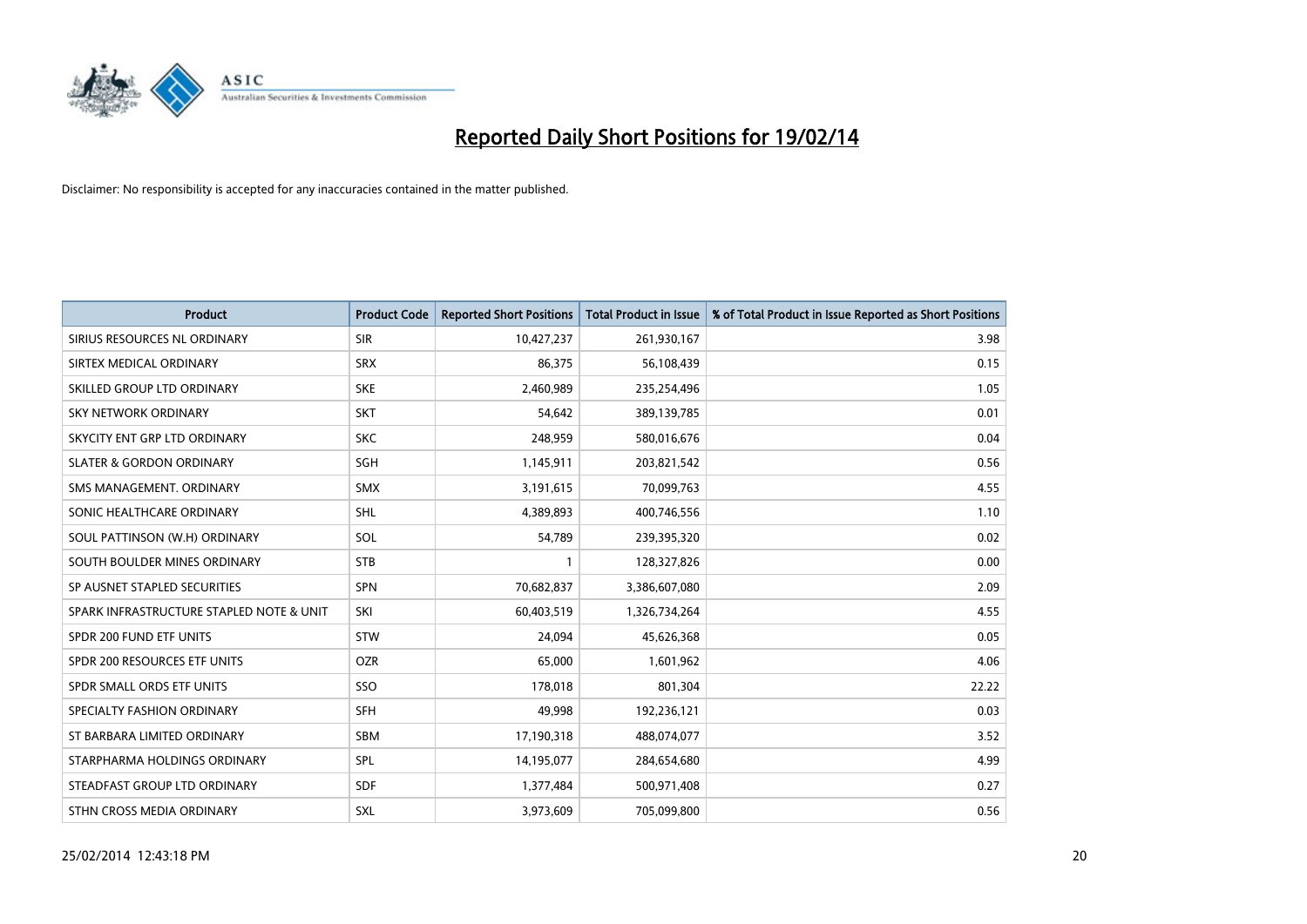# Reported Daily Short Positions for 19/02/14

Disclaimer: No responsibility is accepted for any inaccuracies contained in the matter published.

| Product | Product Code | Reported Short Positions | Total Product in Issue | % of Total Product in Issue Reported as Short Positions |
|---|---|---|---|---|
| SIRIUS RESOURCES NL ORDINARY | SIR | 10,427,237 | 261,930,167 | 3.98 |
| SIRTEX MEDICAL ORDINARY | SRX | 86,375 | 56,108,439 | 0.15 |
| SKILLED GROUP LTD ORDINARY | SKE | 2,460,989 | 235,254,496 | 1.05 |
| SKY NETWORK ORDINARY | SKT | 54,642 | 389,139,785 | 0.01 |
| SKYCITY ENT GRP LTD ORDINARY | SKC | 248,959 | 580,016,676 | 0.04 |
| SLATER & GORDON ORDINARY | SGH | 1,145,911 | 203,821,542 | 0.56 |
| SMS MANAGEMENT. ORDINARY | SMX | 3,191,615 | 70,099,763 | 4.55 |
| SONIC HEALTHCARE ORDINARY | SHL | 4,389,893 | 400,746,556 | 1.10 |
| SOUL PATTINSON (W.H) ORDINARY | SOL | 54,789 | 239,395,320 | 0.02 |
| SOUTH BOULDER MINES ORDINARY | STB | 1 | 128,327,826 | 0.00 |
| SP AUSNET STAPLED SECURITIES | SPN | 70,682,837 | 3,386,607,080 | 2.09 |
| SPARK INFRASTRUCTURE STAPLED NOTE & UNIT | SKI | 60,403,519 | 1,326,734,264 | 4.55 |
| SPDR 200 FUND ETF UNITS | STW | 24,094 | 45,626,368 | 0.05 |
| SPDR 200 RESOURCES ETF UNITS | OZR | 65,000 | 1,601,962 | 4.06 |
| SPDR SMALL ORDS ETF UNITS | SSO | 178,018 | 801,304 | 22.22 |
| SPECIALTY FASHION ORDINARY | SFH | 49,998 | 192,236,121 | 0.03 |
| ST BARBARA LIMITED ORDINARY | SBM | 17,190,318 | 488,074,077 | 3.52 |
| STARPHARMA HOLDINGS ORDINARY | SPL | 14,195,077 | 284,654,680 | 4.99 |
| STEADFAST GROUP LTD ORDINARY | SDF | 1,377,484 | 500,971,408 | 0.27 |
| STHN CROSS MEDIA ORDINARY | SXL | 3,973,609 | 705,099,800 | 0.56 |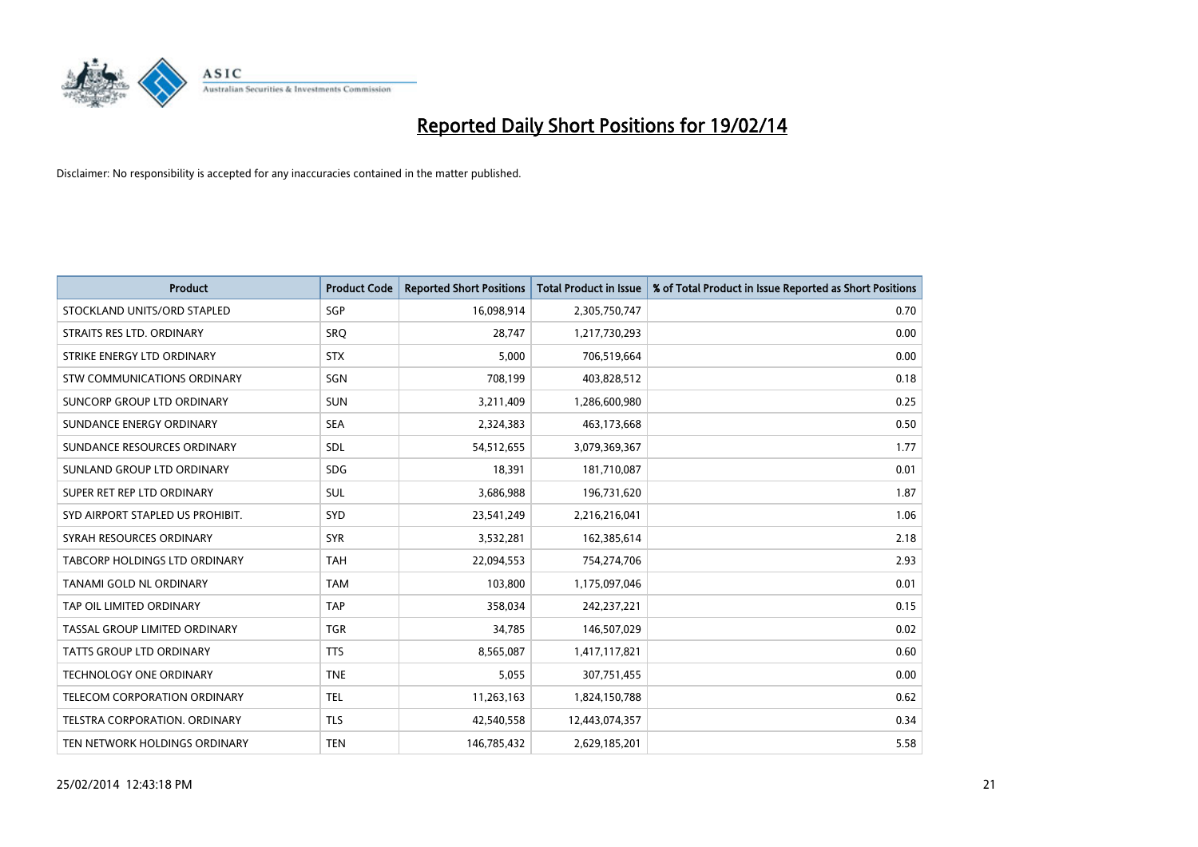# Reported Daily Short Positions for 19/02/14

Disclaimer: No responsibility is accepted for any inaccuracies contained in the matter published.

| Product | Product Code | Reported Short Positions | Total Product in Issue | % of Total Product in Issue Reported as Short Positions |
|---|---|---|---|---|
| STOCKLAND UNITS/ORD STAPLED | SGP | 16,098,914 | 2,305,750,747 | 0.70 |
| STRAITS RES LTD. ORDINARY | SRQ | 28,747 | 1,217,730,293 | 0.00 |
| STRIKE ENERGY LTD ORDINARY | STX | 5,000 | 706,519,664 | 0.00 |
| STW COMMUNICATIONS ORDINARY | SGN | 708,199 | 403,828,512 | 0.18 |
| SUNCORP GROUP LTD ORDINARY | SUN | 3,211,409 | 1,286,600,980 | 0.25 |
| SUNDANCE ENERGY ORDINARY | SEA | 2,324,383 | 463,173,668 | 0.50 |
| SUNDANCE RESOURCES ORDINARY | SDL | 54,512,655 | 3,079,369,367 | 1.77 |
| SUNLAND GROUP LTD ORDINARY | SDG | 18,391 | 181,710,087 | 0.01 |
| SUPER RET REP LTD ORDINARY | SUL | 3,686,988 | 196,731,620 | 1.87 |
| SYD AIRPORT STAPLED US PROHIBIT. | SYD | 23,541,249 | 2,216,216,041 | 1.06 |
| SYRAH RESOURCES ORDINARY | SYR | 3,532,281 | 162,385,614 | 2.18 |
| TABCORP HOLDINGS LTD ORDINARY | TAH | 22,094,553 | 754,274,706 | 2.93 |
| TANAMI GOLD NL ORDINARY | TAM | 103,800 | 1,175,097,046 | 0.01 |
| TAP OIL LIMITED ORDINARY | TAP | 358,034 | 242,237,221 | 0.15 |
| TASSAL GROUP LIMITED ORDINARY | TGR | 34,785 | 146,507,029 | 0.02 |
| TATTS GROUP LTD ORDINARY | TTS | 8,565,087 | 1,417,117,821 | 0.60 |
| TECHNOLOGY ONE ORDINARY | TNE | 5,055 | 307,751,455 | 0.00 |
| TELECOM CORPORATION ORDINARY | TEL | 11,263,163 | 1,824,150,788 | 0.62 |
| TELSTRA CORPORATION. ORDINARY | TLS | 42,540,558 | 12,443,074,357 | 0.34 |
| TEN NETWORK HOLDINGS ORDINARY | TEN | 146,785,432 | 2,629,185,201 | 5.58 |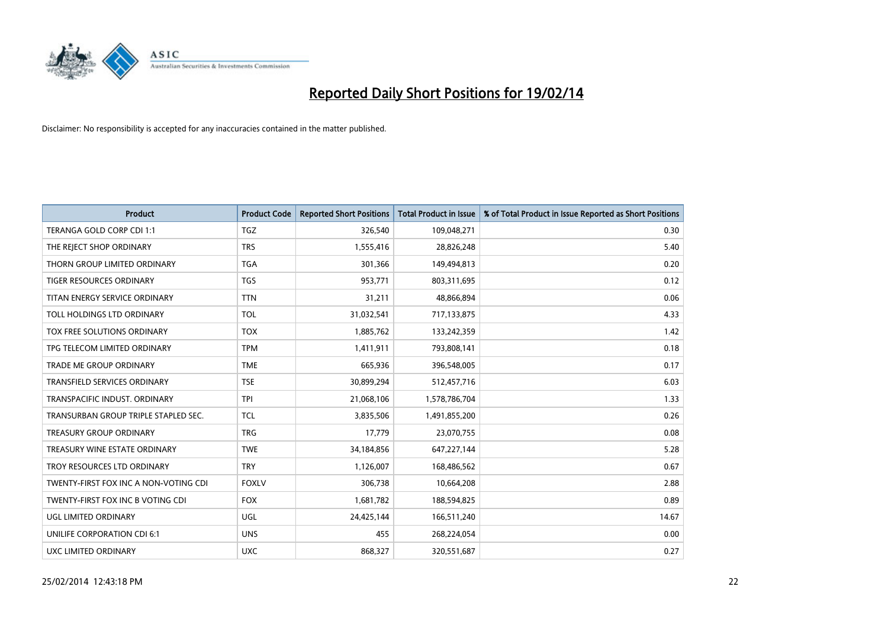# Reported Daily Short Positions for 19/02/14

Disclaimer: No responsibility is accepted for any inaccuracies contained in the matter published.

| Product | Product Code | Reported Short Positions | Total Product in Issue | % of Total Product in Issue Reported as Short Positions |
|---|---|---|---|---|
| TERANGA GOLD CORP CDI 1:1 | TGZ | 326,540 | 109,048,271 | 0.30 |
| THE REJECT SHOP ORDINARY | TRS | 1,555,416 | 28,826,248 | 5.40 |
| THORN GROUP LIMITED ORDINARY | TGA | 301,366 | 149,494,813 | 0.20 |
| TIGER RESOURCES ORDINARY | TGS | 953,771 | 803,311,695 | 0.12 |
| TITAN ENERGY SERVICE ORDINARY | TTN | 31,211 | 48,866,894 | 0.06 |
| TOLL HOLDINGS LTD ORDINARY | TOL | 31,032,541 | 717,133,875 | 4.33 |
| TOX FREE SOLUTIONS ORDINARY | TOX | 1,885,762 | 133,242,359 | 1.42 |
| TPG TELECOM LIMITED ORDINARY | TPM | 1,411,911 | 793,808,141 | 0.18 |
| TRADE ME GROUP ORDINARY | TME | 665,936 | 396,548,005 | 0.17 |
| TRANSFIELD SERVICES ORDINARY | TSE | 30,899,294 | 512,457,716 | 6.03 |
| TRANSPACIFIC INDUST. ORDINARY | TPI | 21,068,106 | 1,578,786,704 | 1.33 |
| TRANSURBAN GROUP TRIPLE STAPLED SEC. | TCL | 3,835,506 | 1,491,855,200 | 0.26 |
| TREASURY GROUP ORDINARY | TRG | 17,779 | 23,070,755 | 0.08 |
| TREASURY WINE ESTATE ORDINARY | TWE | 34,184,856 | 647,227,144 | 5.28 |
| TROY RESOURCES LTD ORDINARY | TRY | 1,126,007 | 168,486,562 | 0.67 |
| TWENTY-FIRST FOX INC A NON-VOTING CDI | FOXLV | 306,738 | 10,664,208 | 2.88 |
| TWENTY-FIRST FOX INC B VOTING CDI | FOX | 1,681,782 | 188,594,825 | 0.89 |
| UGL LIMITED ORDINARY | UGL | 24,425,144 | 166,511,240 | 14.67 |
| UNILIFE CORPORATION CDI 6:1 | UNS | 455 | 268,224,054 | 0.00 |
| UXC LIMITED ORDINARY | UXC | 868,327 | 320,551,687 | 0.27 |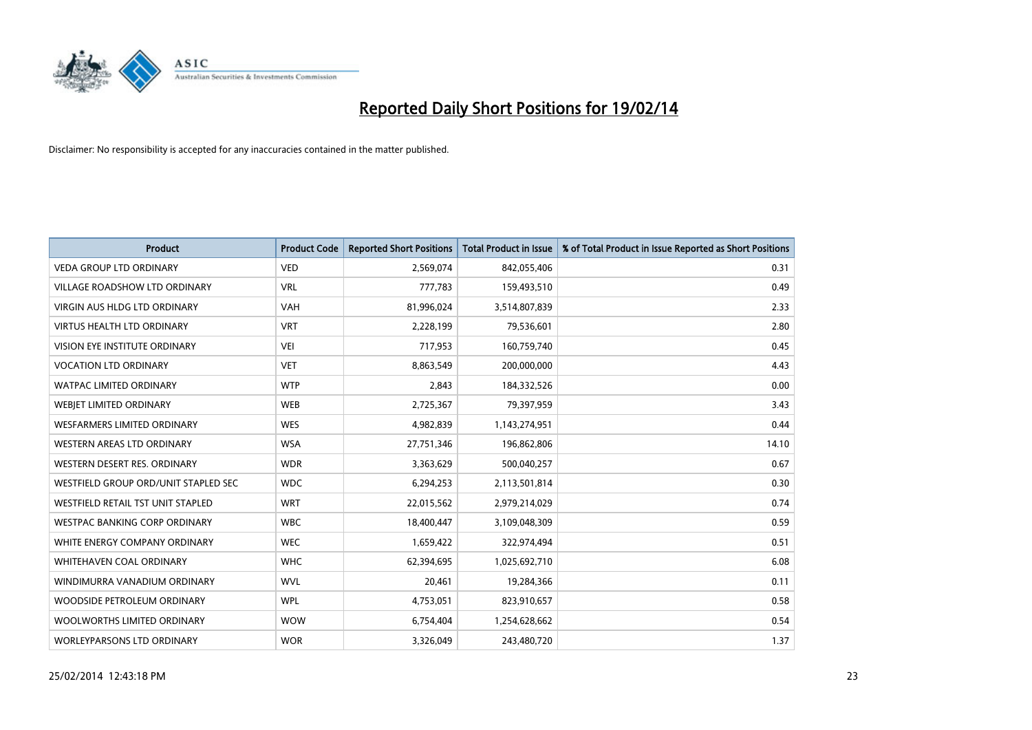# Reported Daily Short Positions for 19/02/14

Disclaimer: No responsibility is accepted for any inaccuracies contained in the matter published.

| Product | Product Code | Reported Short Positions | Total Product in Issue | % of Total Product in Issue Reported as Short Positions |
|---|---|---|---|---|
| VEDA GROUP LTD ORDINARY | VED | 2,569,074 | 842,055,406 | 0.31 |
| VILLAGE ROADSHOW LTD ORDINARY | VRL | 777,783 | 159,493,510 | 0.49 |
| VIRGIN AUS HLDG LTD ORDINARY | VAH | 81,996,024 | 3,514,807,839 | 2.33 |
| VIRTUS HEALTH LTD ORDINARY | VRT | 2,228,199 | 79,536,601 | 2.80 |
| VISION EYE INSTITUTE ORDINARY | VEI | 717,953 | 160,759,740 | 0.45 |
| VOCATION LTD ORDINARY | VET | 8,863,549 | 200,000,000 | 4.43 |
| WATPAC LIMITED ORDINARY | WTP | 2,843 | 184,332,526 | 0.00 |
| WEBJET LIMITED ORDINARY | WEB | 2,725,367 | 79,397,959 | 3.43 |
| WESFARMERS LIMITED ORDINARY | WES | 4,982,839 | 1,143,274,951 | 0.44 |
| WESTERN AREAS LTD ORDINARY | WSA | 27,751,346 | 196,862,806 | 14.10 |
| WESTERN DESERT RES. ORDINARY | WDR | 3,363,629 | 500,040,257 | 0.67 |
| WESTFIELD GROUP ORD/UNIT STAPLED SEC | WDC | 6,294,253 | 2,113,501,814 | 0.30 |
| WESTFIELD RETAIL TST UNIT STAPLED | WRT | 22,015,562 | 2,979,214,029 | 0.74 |
| WESTPAC BANKING CORP ORDINARY | WBC | 18,400,447 | 3,109,048,309 | 0.59 |
| WHITE ENERGY COMPANY ORDINARY | WEC | 1,659,422 | 322,974,494 | 0.51 |
| WHITEHAVEN COAL ORDINARY | WHC | 62,394,695 | 1,025,692,710 | 6.08 |
| WINDIMURRA VANADIUM ORDINARY | WVL | 20,461 | 19,284,366 | 0.11 |
| WOODSIDE PETROLEUM ORDINARY | WPL | 4,753,051 | 823,910,657 | 0.58 |
| WOOLWORTHS LIMITED ORDINARY | WOW | 6,754,404 | 1,254,628,662 | 0.54 |
| WORLEYPARSONS LTD ORDINARY | WOR | 3,326,049 | 243,480,720 | 1.37 |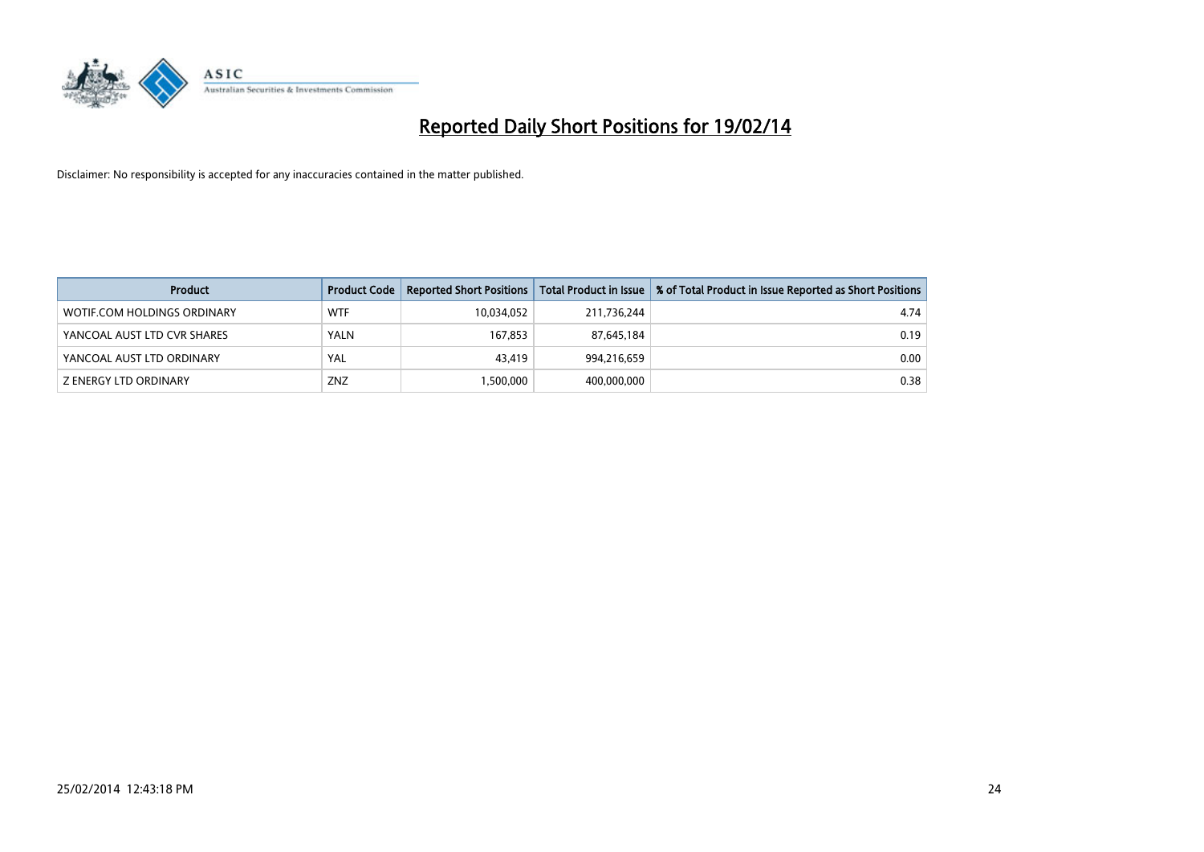# Reported Daily Short Positions for 19/02/14

Disclaimer: No responsibility is accepted for any inaccuracies contained in the matter published.

| Product | Product Code | Reported Short Positions | Total Product in Issue | % of Total Product in Issue Reported as Short Positions |
|---|---|---|---|---|
| WOTIF.COM HOLDINGS ORDINARY | WTF | 10,034,052 | 211,736,244 | 4.74 |
| YANCOAL AUST LTD CVR SHARES | YALN | 167,853 | 87,645,184 | 0.19 |
| YANCOAL AUST LTD ORDINARY | YAL | 43,419 | 994,216,659 | 0.00 |
| Z ENERGY LTD ORDINARY | ZNZ | 1,500,000 | 400,000,000 | 0.38 |

25/02/2014 12:43:18 PM